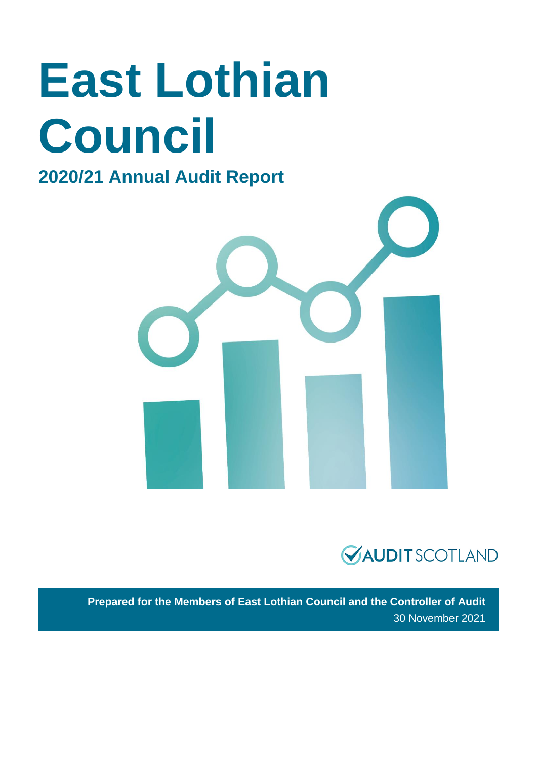# East Lothian Council

## 2020/21 Annual Audit Report

AUDIT SCOTLAND

**Prepared for the Members of East Lothian Council and the Controller of Audit**

30 November 2021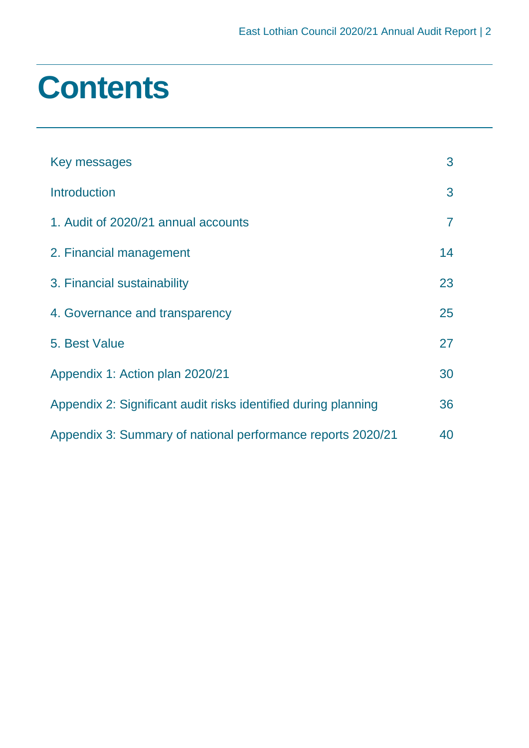# Contents

| | |
|---|---|
| Key messages | 3 |
| Introduction | 3 |
| 1. Audit of 2020/21 annual accounts | 7 |
| 2. Financial management | 14 |
| 3. Financial sustainability | 23 |
| 4. Governance and transparency | 25 |
| 5. Best Value | 27 |
| Appendix 1: Action plan 2020/21 | 30 |
| Appendix 2: Significant audit risks identified during planning | 36 |
| Appendix 3: Summary of national performance reports 2020/21 | 40 |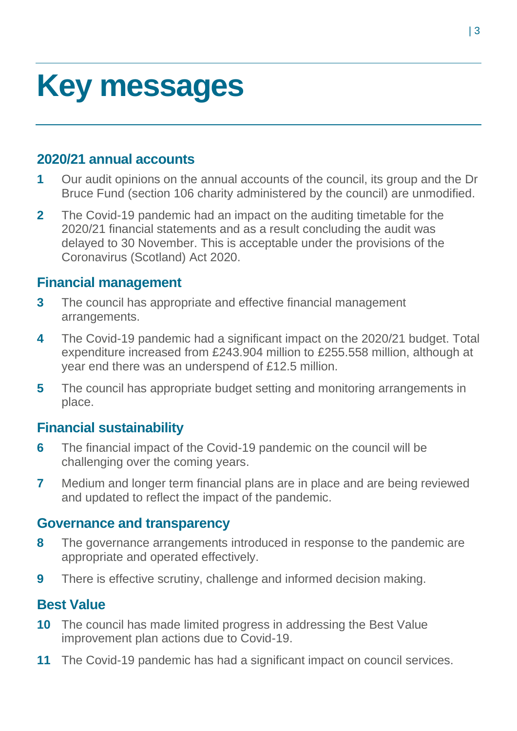# Key messages

## 2020/21 annual accounts

1. Our audit opinions on the annual accounts of the council, its group and the Dr Bruce Fund (section 106 charity administered by the council) are unmodified.
2. The Covid-19 pandemic had an impact on the auditing timetable for the 2020/21 financial statements and as a result concluding the audit was delayed to 30 November. This is acceptable under the provisions of the Coronavirus (Scotland) Act 2020.

## Financial management

3. The council has appropriate and effective financial management arrangements.
4. The Covid-19 pandemic had a significant impact on the 2020/21 budget. Total expenditure increased from £243.904 million to £255.558 million, although at year end there was an underspend of £12.5 million.
5. The council has appropriate budget setting and monitoring arrangements in place.

## Financial sustainability

6. The financial impact of the Covid-19 pandemic on the council will be challenging over the coming years.
7. Medium and longer term financial plans are in place and are being reviewed and updated to reflect the impact of the pandemic.

## Governance and transparency

8. The governance arrangements introduced in response to the pandemic are appropriate and operated effectively.
9. There is effective scrutiny, challenge and informed decision making.

## Best Value

10. The council has made limited progress in addressing the Best Value improvement plan actions due to Covid-19.
11. The Covid-19 pandemic has had a significant impact on council services.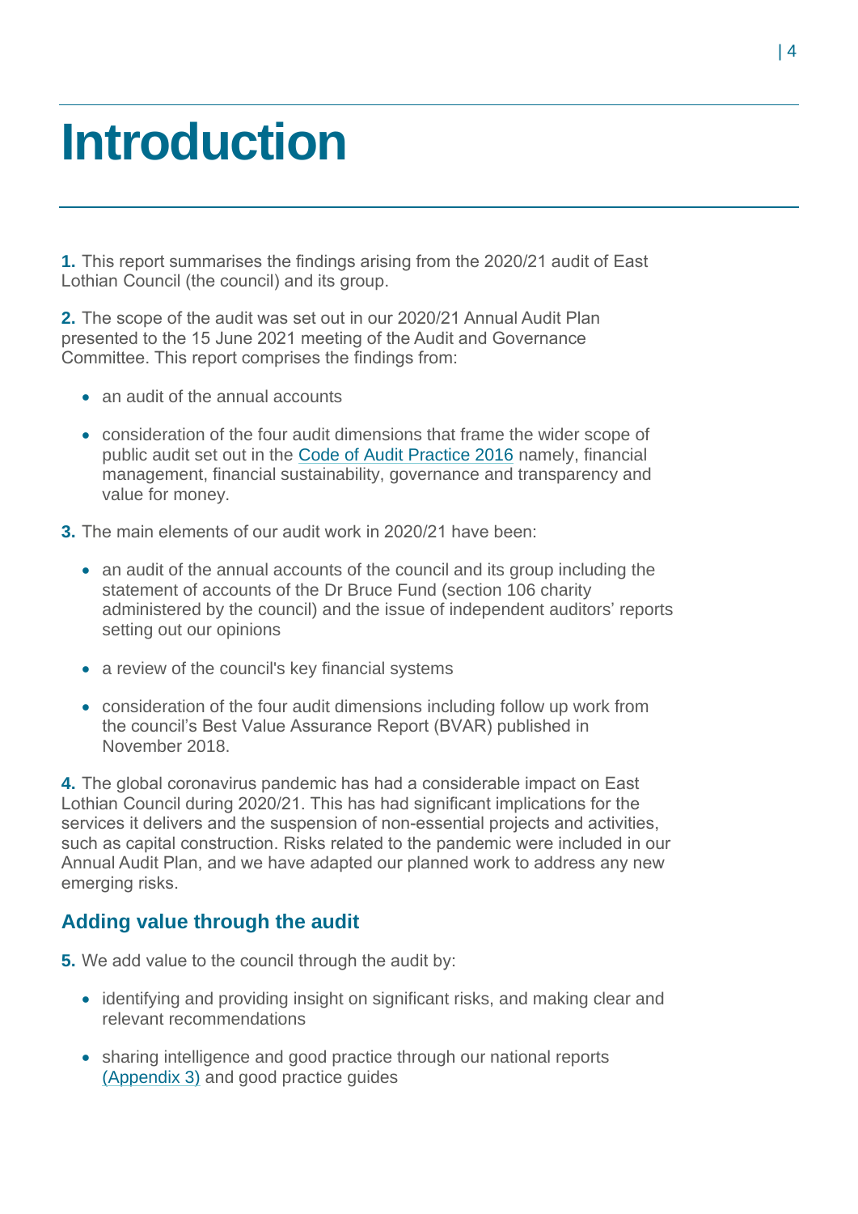# Introduction

**1.** This report summarises the findings arising from the 2020/21 audit of East Lothian Council (the council) and its group.

**2.** The scope of the audit was set out in our 2020/21 Annual Audit Plan presented to the 15 June 2021 meeting of the Audit and Governance Committee. This report comprises the findings from:

- an audit of the annual accounts
- consideration of the four audit dimensions that frame the wider scope of public audit set out in the Code of Audit Practice 2016 namely, financial management, financial sustainability, governance and transparency and value for money.

**3.** The main elements of our audit work in 2020/21 have been:

- an audit of the annual accounts of the council and its group including the statement of accounts of the Dr Bruce Fund (section 106 charity administered by the council) and the issue of independent auditors' reports setting out our opinions
- a review of the council's key financial systems
- consideration of the four audit dimensions including follow up work from the council's Best Value Assurance Report (BVAR) published in November 2018.

**4.** The global coronavirus pandemic has had a considerable impact on East Lothian Council during 2020/21. This has had significant implications for the services it delivers and the suspension of non-essential projects and activities, such as capital construction. Risks related to the pandemic were included in our Annual Audit Plan, and we have adapted our planned work to address any new emerging risks.

## Adding value through the audit

**5.** We add value to the council through the audit by:

- identifying and providing insight on significant risks, and making clear and relevant recommendations
- sharing intelligence and good practice through our national reports (Appendix 3) and good practice guides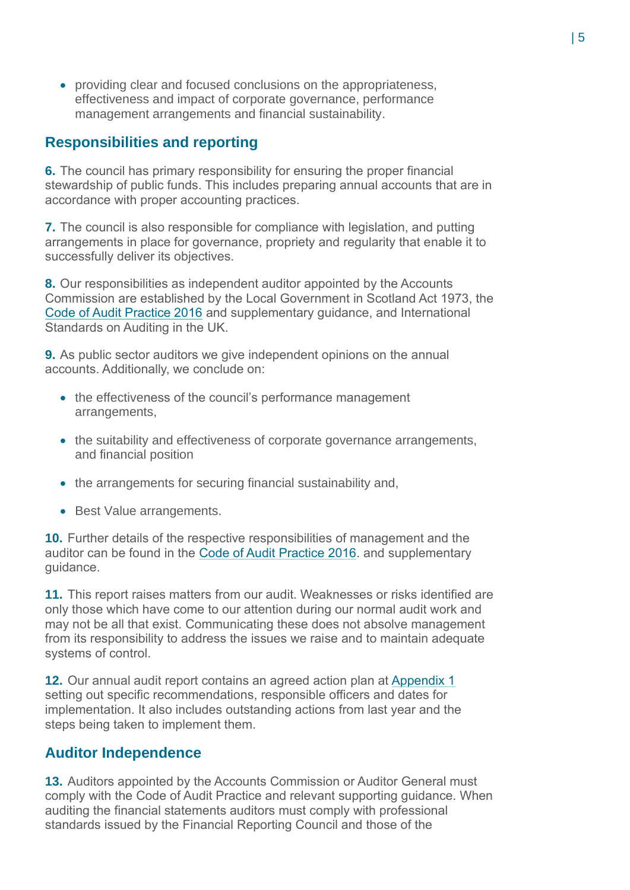- providing clear and focused conclusions on the appropriateness, effectiveness and impact of corporate governance, performance management arrangements and financial sustainability.

## Responsibilities and reporting

**6.** The council has primary responsibility for ensuring the proper financial stewardship of public funds. This includes preparing annual accounts that are in accordance with proper accounting practices.

**7.** The council is also responsible for compliance with legislation, and putting arrangements in place for governance, propriety and regularity that enable it to successfully deliver its objectives.

**8.** Our responsibilities as independent auditor appointed by the Accounts Commission are established by the Local Government in Scotland Act 1973, the Code of Audit Practice 2016 and supplementary guidance, and International Standards on Auditing in the UK.

**9.** As public sector auditors we give independent opinions on the annual accounts. Additionally, we conclude on:

- the effectiveness of the council's performance management arrangements,
- the suitability and effectiveness of corporate governance arrangements, and financial position
- the arrangements for securing financial sustainability and,
- Best Value arrangements.

**10.** Further details of the respective responsibilities of management and the auditor can be found in the Code of Audit Practice 2016. and supplementary guidance.

**11.** This report raises matters from our audit. Weaknesses or risks identified are only those which have come to our attention during our normal audit work and may not be all that exist. Communicating these does not absolve management from its responsibility to address the issues we raise and to maintain adequate systems of control.

**12.** Our annual audit report contains an agreed action plan at Appendix 1 setting out specific recommendations, responsible officers and dates for implementation. It also includes outstanding actions from last year and the steps being taken to implement them.

## Auditor Independence

**13.** Auditors appointed by the Accounts Commission or Auditor General must comply with the Code of Audit Practice and relevant supporting guidance. When auditing the financial statements auditors must comply with professional standards issued by the Financial Reporting Council and those of the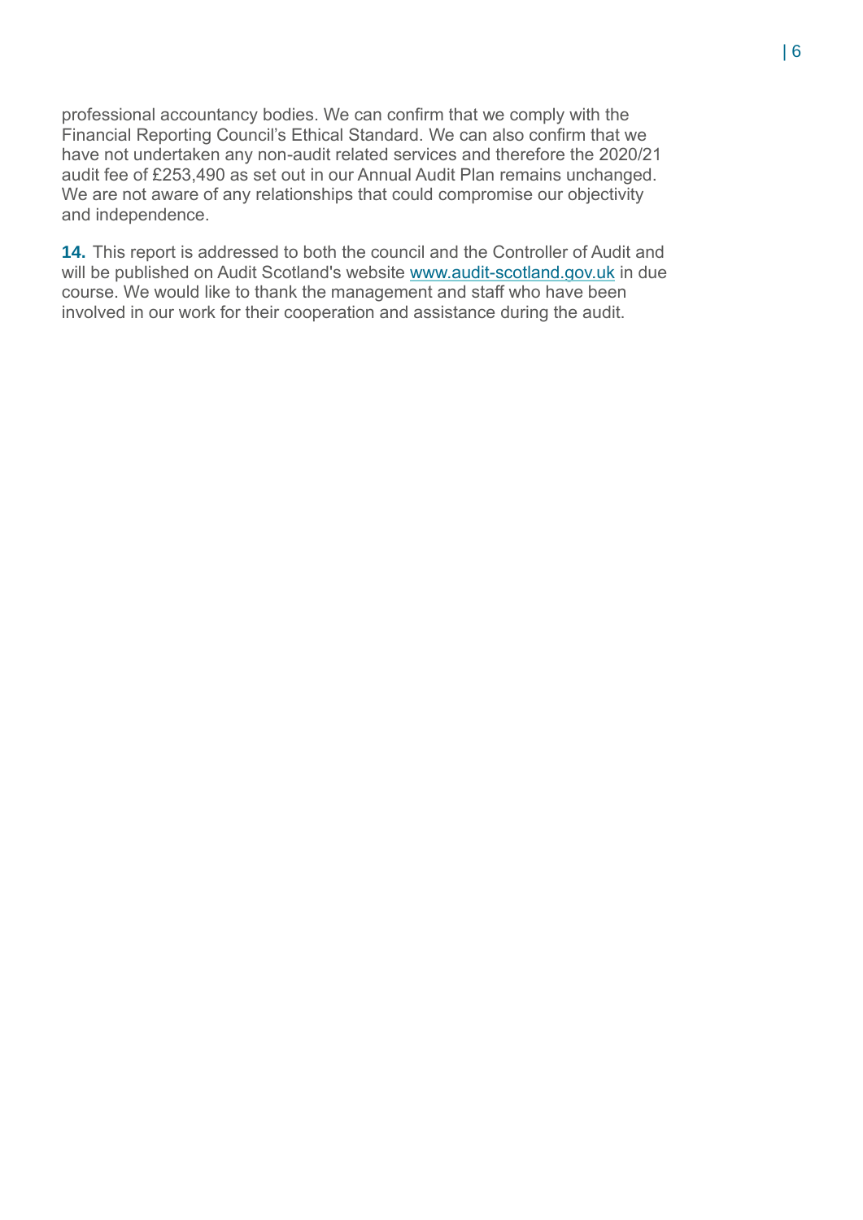professional accountancy bodies. We can confirm that we comply with the Financial Reporting Council's Ethical Standard. We can also confirm that we have not undertaken any non-audit related services and therefore the 2020/21 audit fee of £253,490 as set out in our Annual Audit Plan remains unchanged. We are not aware of any relationships that could compromise our objectivity and independence.

**14.** This report is addressed to both the council and the Controller of Audit and will be published on Audit Scotland's website [www.audit-scotland.gov.uk](http://www.audit-scotland.gov.uk) in due course. We would like to thank the management and staff who have been involved in our work for their cooperation and assistance during the audit.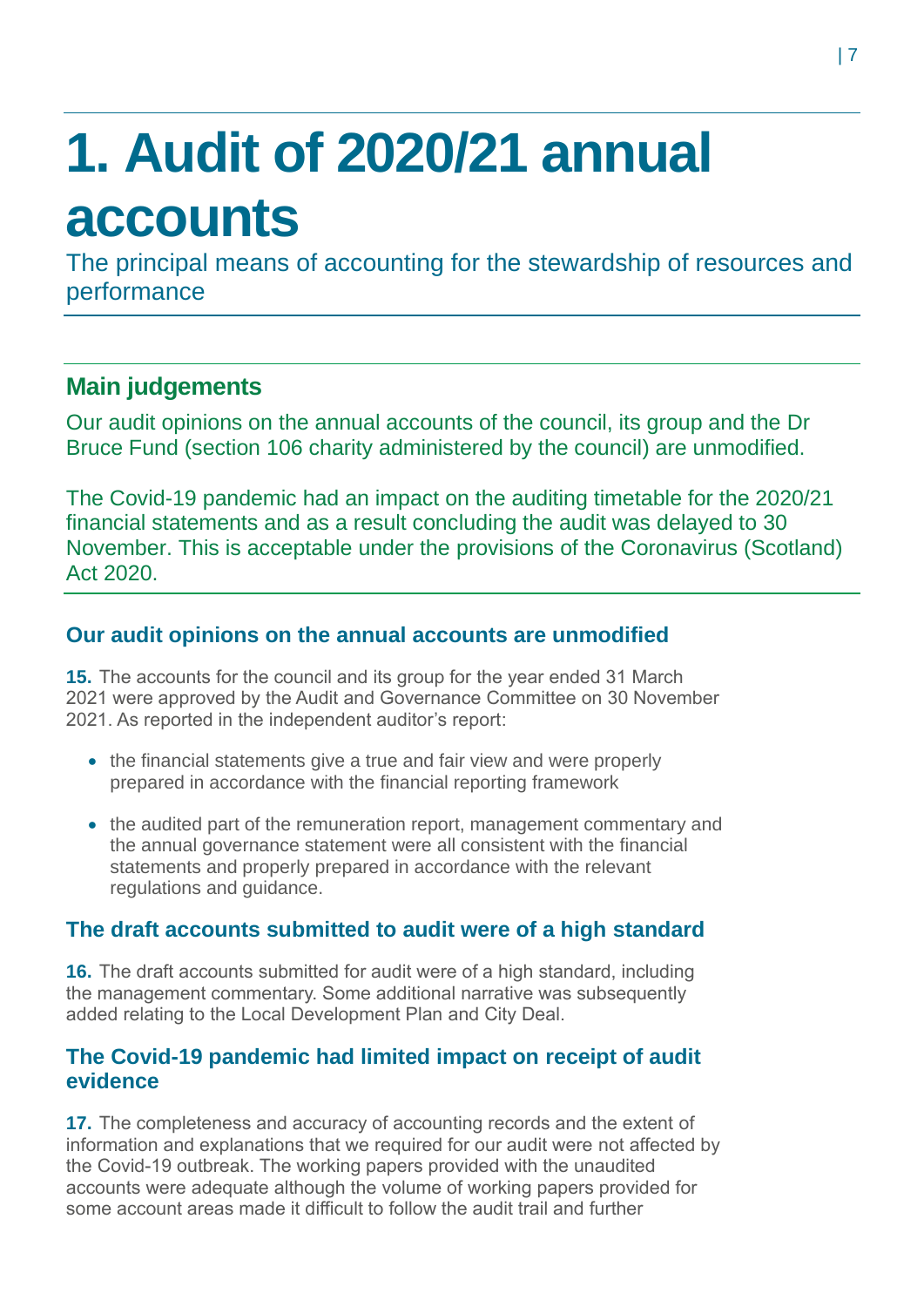# 1. Audit of 2020/21 annual accounts

The principal means of accounting for the stewardship of resources and performance

## Main judgements

Our audit opinions on the annual accounts of the council, its group and the Dr Bruce Fund (section 106 charity administered by the council) are unmodified.

The Covid-19 pandemic had an impact on the auditing timetable for the 2020/21 financial statements and as a result concluding the audit was delayed to 30 November. This is acceptable under the provisions of the Coronavirus (Scotland) Act 2020.

### Our audit opinions on the annual accounts are unmodified

**15.** The accounts for the council and its group for the year ended 31 March 2021 were approved by the Audit and Governance Committee on 30 November 2021. As reported in the independent auditor's report:

- the financial statements give a true and fair view and were properly prepared in accordance with the financial reporting framework
- the audited part of the remuneration report, management commentary and the annual governance statement were all consistent with the financial statements and properly prepared in accordance with the relevant regulations and guidance.

### The draft accounts submitted to audit were of a high standard

**16.** The draft accounts submitted for audit were of a high standard, including the management commentary. Some additional narrative was subsequently added relating to the Local Development Plan and City Deal.

### The Covid-19 pandemic had limited impact on receipt of audit evidence

**17.** The completeness and accuracy of accounting records and the extent of information and explanations that we required for our audit were not affected by the Covid-19 outbreak. The working papers provided with the unaudited accounts were adequate although the volume of working papers provided for some account areas made it difficult to follow the audit trail and further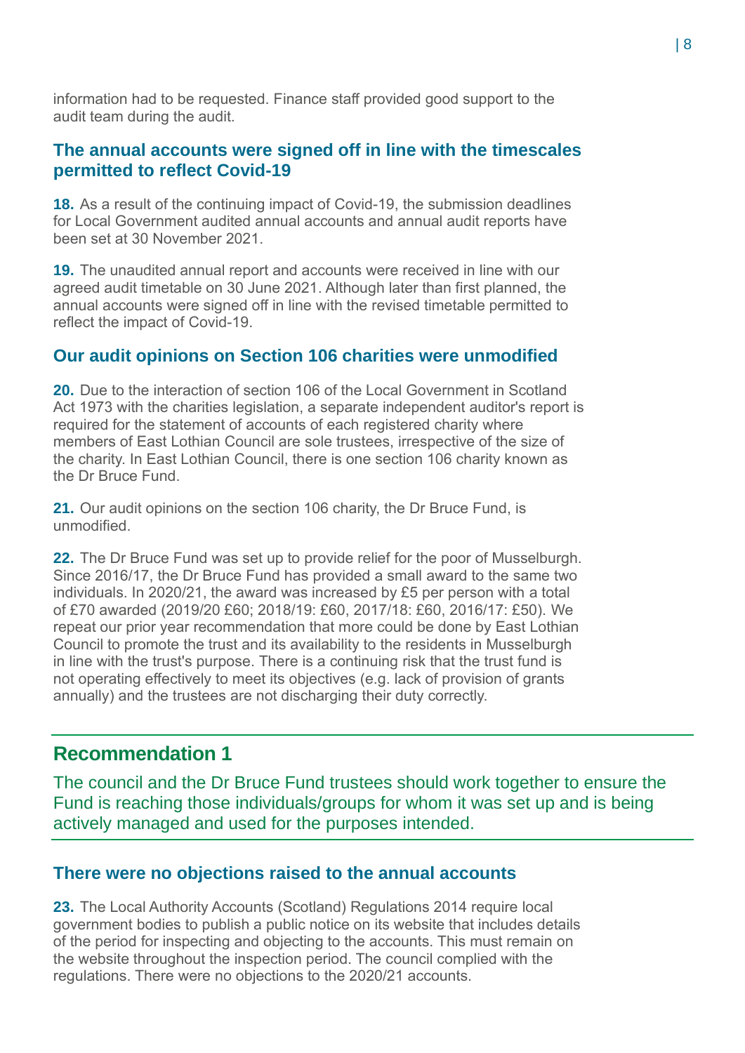information had to be requested. Finance staff provided good support to the audit team during the audit.

### The annual accounts were signed off in line with the timescales permitted to reflect Covid-19

**18.** As a result of the continuing impact of Covid-19, the submission deadlines for Local Government audited annual accounts and annual audit reports have been set at 30 November 2021.

**19.** The unaudited annual report and accounts were received in line with our agreed audit timetable on 30 June 2021. Although later than first planned, the annual accounts were signed off in line with the revised timetable permitted to reflect the impact of Covid-19.

### Our audit opinions on Section 106 charities were unmodified

**20.** Due to the interaction of section 106 of the Local Government in Scotland Act 1973 with the charities legislation, a separate independent auditor's report is required for the statement of accounts of each registered charity where members of East Lothian Council are sole trustees, irrespective of the size of the charity. In East Lothian Council, there is one section 106 charity known as the Dr Bruce Fund.

**21.** Our audit opinions on the section 106 charity, the Dr Bruce Fund, is unmodified.

**22.** The Dr Bruce Fund was set up to provide relief for the poor of Musselburgh. Since 2016/17, the Dr Bruce Fund has provided a small award to the same two individuals. In 2020/21, the award was increased by £5 per person with a total of £70 awarded (2019/20 £60; 2018/19: £60, 2017/18: £60, 2016/17: £50). We repeat our prior year recommendation that more could be done by East Lothian Council to promote the trust and its availability to the residents in Musselburgh in line with the trust's purpose. There is a continuing risk that the trust fund is not operating effectively to meet its objectives (e.g. lack of provision of grants annually) and the trustees are not discharging their duty correctly.

## Recommendation 1

The council and the Dr Bruce Fund trustees should work together to ensure the Fund is reaching those individuals/groups for whom it was set up and is being actively managed and used for the purposes intended.

### There were no objections raised to the annual accounts

**23.** The Local Authority Accounts (Scotland) Regulations 2014 require local government bodies to publish a public notice on its website that includes details of the period for inspecting and objecting to the accounts. This must remain on the website throughout the inspection period. The council complied with the regulations. There were no objections to the 2020/21 accounts.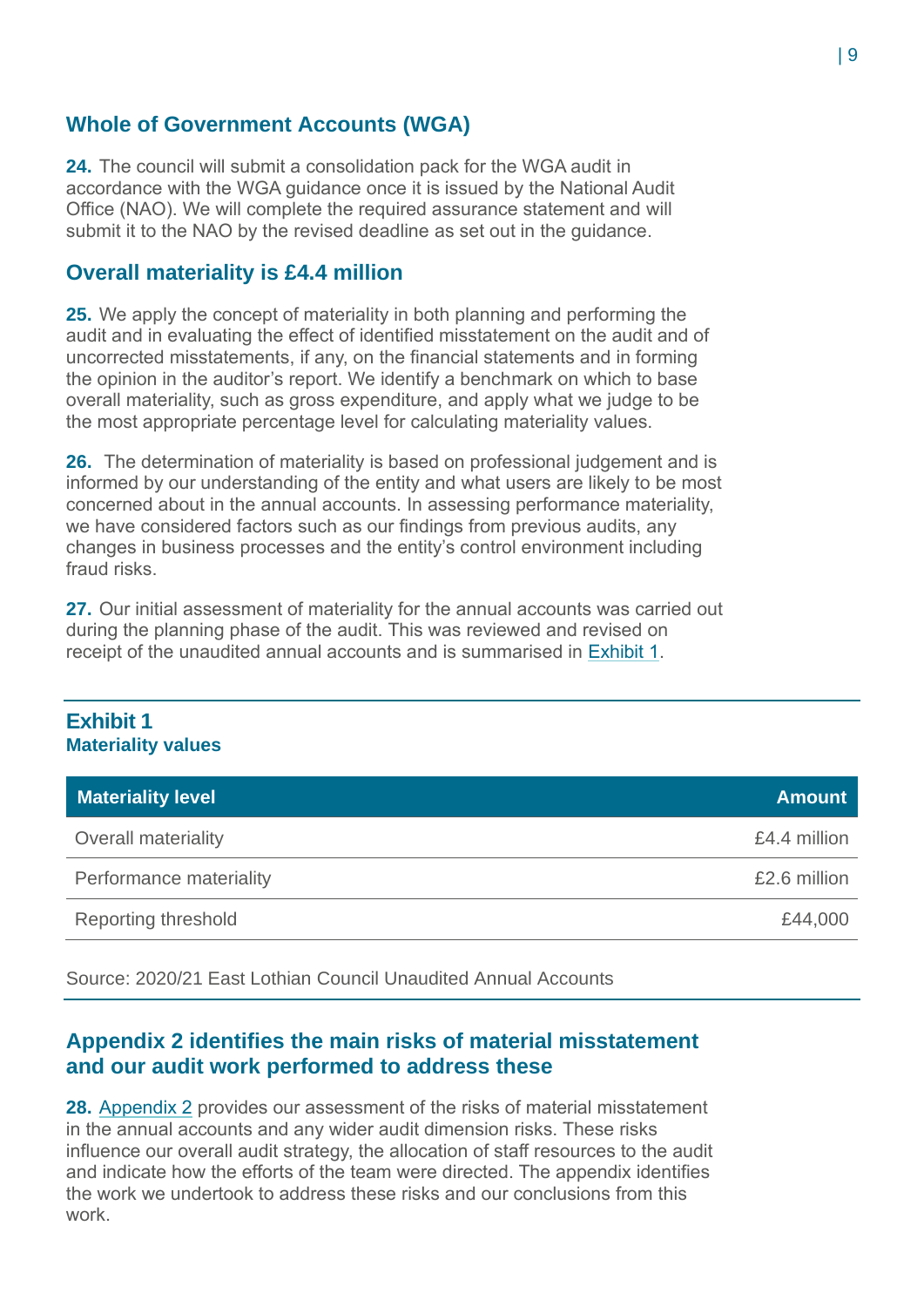## Whole of Government Accounts (WGA)

**24.** The council will submit a consolidation pack for the WGA audit in accordance with the WGA guidance once it is issued by the National Audit Office (NAO). We will complete the required assurance statement and will submit it to the NAO by the revised deadline as set out in the guidance.

## Overall materiality is £4.4 million

**25.** We apply the concept of materiality in both planning and performing the audit and in evaluating the effect of identified misstatement on the audit and of uncorrected misstatements, if any, on the financial statements and in forming the opinion in the auditor's report. We identify a benchmark on which to base overall materiality, such as gross expenditure, and apply what we judge to be the most appropriate percentage level for calculating materiality values.

**26.** The determination of materiality is based on professional judgement and is informed by our understanding of the entity and what users are likely to be most concerned about in the annual accounts. In assessing performance materiality, we have considered factors such as our findings from previous audits, any changes in business processes and the entity's control environment including fraud risks.

**27.** Our initial assessment of materiality for the annual accounts was carried out during the planning phase of the audit. This was reviewed and revised on receipt of the unaudited annual accounts and is summarised in Exhibit 1.

### Exhibit 1
**Materiality values**

| Materiality level | Amount |
|---|---:|
| Overall materiality | £4.4 million |
| Performance materiality | £2.6 million |
| Reporting threshold | £44,000 |

Source: 2020/21 East Lothian Council Unaudited Annual Accounts

## Appendix 2 identifies the main risks of material misstatement and our audit work performed to address these

**28.** Appendix 2 provides our assessment of the risks of material misstatement in the annual accounts and any wider audit dimension risks. These risks influence our overall audit strategy, the allocation of staff resources to the audit and indicate how the efforts of the team were directed. The appendix identifies the work we undertook to address these risks and our conclusions from this work.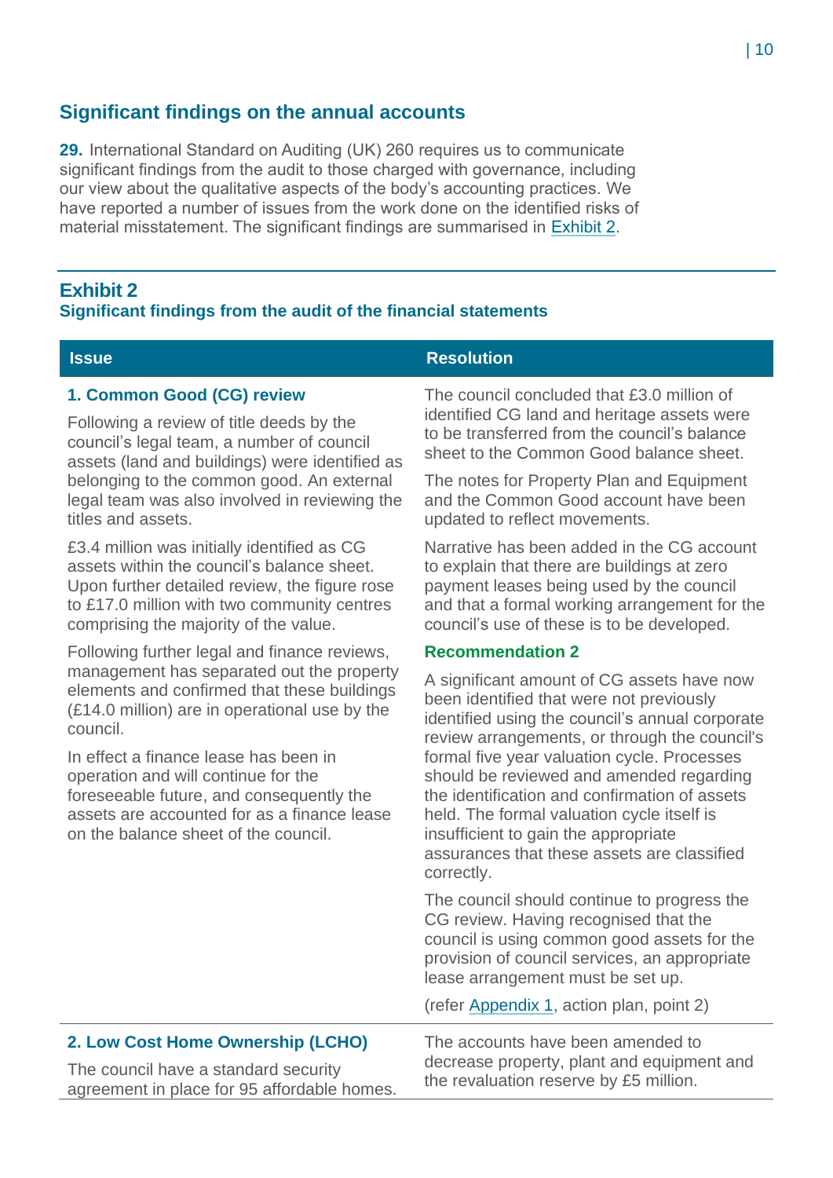## Significant findings on the annual accounts

**29.** International Standard on Auditing (UK) 260 requires us to communicate significant findings from the audit to those charged with governance, including our view about the qualitative aspects of the body's accounting practices. We have reported a number of issues from the work done on the identified risks of material misstatement. The significant findings are summarised in Exhibit 2.

### Exhibit 2
**Significant findings from the audit of the financial statements**

| Issue | Resolution |
|---|---|
| **1. Common Good (CG) review**<br><br>Following a review of title deeds by the council's legal team, a number of council assets (land and buildings) were identified as belonging to the common good. An external legal team was also involved in reviewing the titles and assets.<br><br>£3.4 million was initially identified as CG assets within the council's balance sheet. Upon further detailed review, the figure rose to £17.0 million with two community centres comprising the majority of the value.<br><br>Following further legal and finance reviews, management has separated out the property elements and confirmed that these buildings (£14.0 million) are in operational use by the council.<br><br>In effect a finance lease has been in operation and will continue for the foreseeable future, and consequently the assets are accounted for as a finance lease on the balance sheet of the council. | The council concluded that £3.0 million of identified CG land and heritage assets were to be transferred from the council's balance sheet to the Common Good balance sheet.<br><br>The notes for Property Plan and Equipment and the Common Good account have been updated to reflect movements.<br><br>Narrative has been added in the CG account to explain that there are buildings at zero payment leases being used by the council and that a formal working arrangement for the council's use of these is to be developed.<br><br>**Recommendation 2**<br><br>A significant amount of CG assets have now been identified that were not previously identified using the council's annual corporate review arrangements, or through the council's formal five year valuation cycle. Processes should be reviewed and amended regarding the identification and confirmation of assets held. The formal valuation cycle itself is insufficient to gain the appropriate assurances that these assets are classified correctly.<br><br>The council should continue to progress the CG review. Having recognised that the council is using common good assets for the provision of council services, an appropriate lease arrangement must be set up.<br><br>(refer Appendix 1, action plan, point 2) |
| **2. Low Cost Home Ownership (LCHO)**<br><br>The council have a standard security agreement in place for 95 affordable homes. | The accounts have been amended to decrease property, plant and equipment and the revaluation reserve by £5 million. |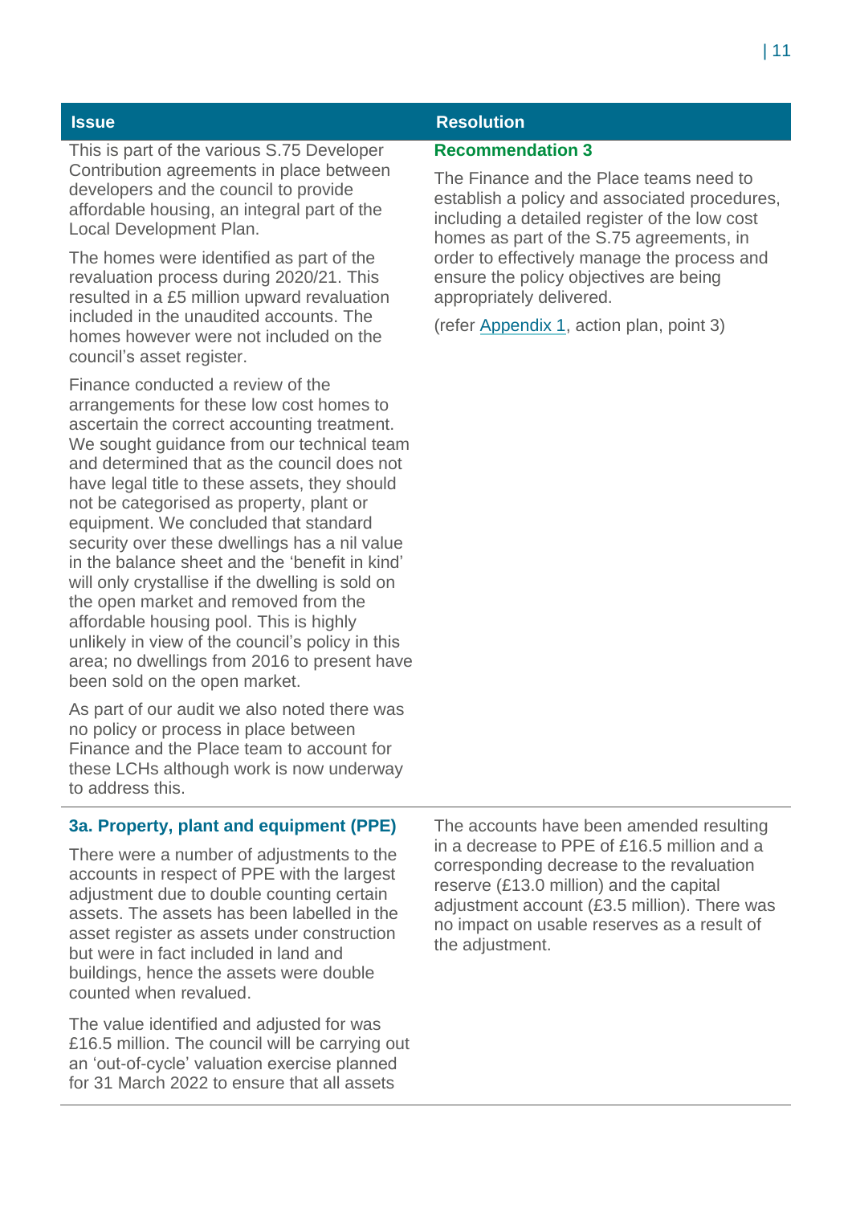| Issue | Resolution |
|---|---|
| This is part of the various S.75 Developer Contribution agreements in place between developers and the council to provide affordable housing, an integral part of the Local Development Plan.<br><br>The homes were identified as part of the revaluation process during 2020/21. This resulted in a £5 million upward revaluation included in the unaudited accounts. The homes however were not included on the council's asset register.<br><br>Finance conducted a review of the arrangements for these low cost homes to ascertain the correct accounting treatment. We sought guidance from our technical team and determined that as the council does not have legal title to these assets, they should not be categorised as property, plant or equipment. We concluded that standard security over these dwellings has a nil value in the balance sheet and the 'benefit in kind' will only crystallise if the dwelling is sold on the open market and removed from the affordable housing pool. This is highly unlikely in view of the council's policy in this area; no dwellings from 2016 to present have been sold on the open market.<br><br>As part of our audit we also noted there was no policy or process in place between Finance and the Place team to account for these LCHs although work is now underway to address this. | **Recommendation 3**<br><br>The Finance and the Place teams need to establish a policy and associated procedures, including a detailed register of the low cost homes as part of the S.75 agreements, in order to effectively manage the process and ensure the policy objectives are being appropriately delivered.<br><br>(refer Appendix 1, action plan, point 3) |
| **3a. Property, plant and equipment (PPE)**<br><br>There were a number of adjustments to the accounts in respect of PPE with the largest adjustment due to double counting certain assets. The assets has been labelled in the asset register as assets under construction but were in fact included in land and buildings, hence the assets were double counted when revalued.<br><br>The value identified and adjusted for was £16.5 million. The council will be carrying out an 'out-of-cycle' valuation exercise planned for 31 March 2022 to ensure that all assets | The accounts have been amended resulting in a decrease to PPE of £16.5 million and a corresponding decrease to the revaluation reserve (£13.0 million) and the capital adjustment account (£3.5 million). There was no impact on usable reserves as a result of the adjustment. |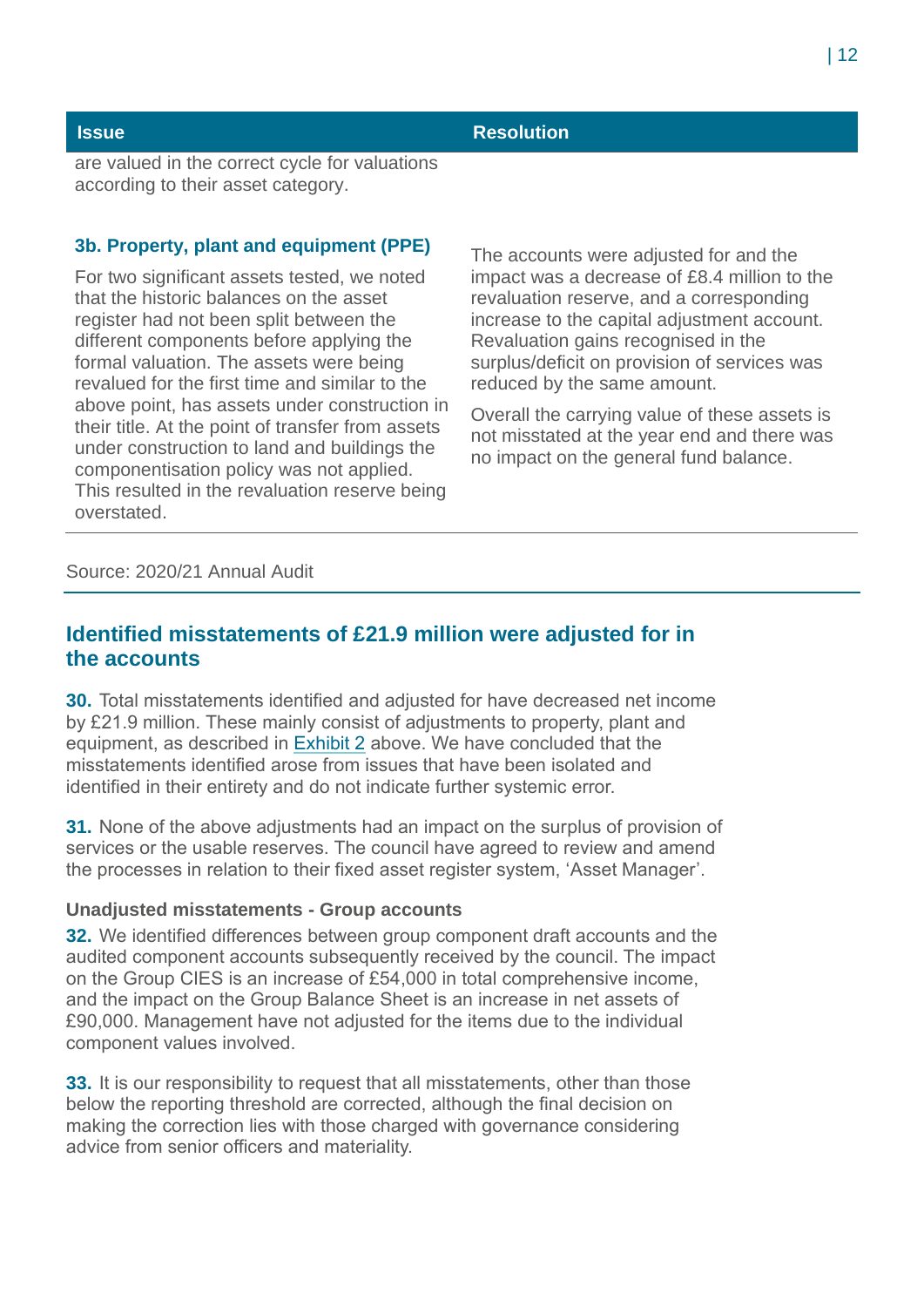| Issue | Resolution |
|---|---|
| are valued in the correct cycle for valuations according to their asset category. | |
| **3b. Property, plant and equipment (PPE)**<br><br>For two significant assets tested, we noted that the historic balances on the asset register had not been split between the different components before applying the formal valuation. The assets were being revalued for the first time and similar to the above point, has assets under construction in their title. At the point of transfer from assets under construction to land and buildings the componentisation policy was not applied. This resulted in the revaluation reserve being overstated. | The accounts were adjusted for and the impact was a decrease of £8.4 million to the revaluation reserve, and a corresponding increase to the capital adjustment account. Revaluation gains recognised in the surplus/deficit on provision of services was reduced by the same amount.<br><br>Overall the carrying value of these assets is not misstated at the year end and there was no impact on the general fund balance. |

Source: 2020/21 Annual Audit

## Identified misstatements of £21.9 million were adjusted for in the accounts

**30.** Total misstatements identified and adjusted for have decreased net income by £21.9 million. These mainly consist of adjustments to property, plant and equipment, as described in Exhibit 2 above. We have concluded that the misstatements identified arose from issues that have been isolated and identified in their entirety and do not indicate further systemic error.

**31.** None of the above adjustments had an impact on the surplus of provision of services or the usable reserves. The council have agreed to review and amend the processes in relation to their fixed asset register system, 'Asset Manager'.

#### Unadjusted misstatements - Group accounts

**32.** We identified differences between group component draft accounts and the audited component accounts subsequently received by the council. The impact on the Group CIES is an increase of £54,000 in total comprehensive income, and the impact on the Group Balance Sheet is an increase in net assets of £90,000. Management have not adjusted for the items due to the individual component values involved.

**33.** It is our responsibility to request that all misstatements, other than those below the reporting threshold are corrected, although the final decision on making the correction lies with those charged with governance considering advice from senior officers and materiality.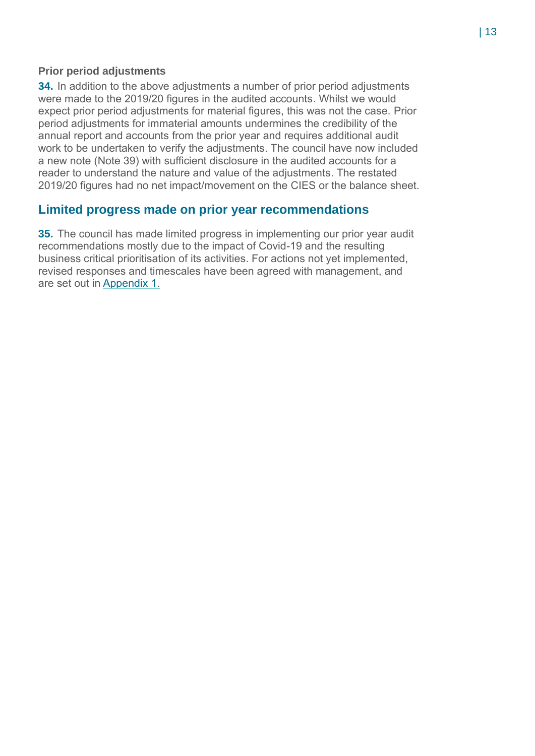### Prior period adjustments

**34.** In addition to the above adjustments a number of prior period adjustments were made to the 2019/20 figures in the audited accounts. Whilst we would expect prior period adjustments for material figures, this was not the case. Prior period adjustments for immaterial amounts undermines the credibility of the annual report and accounts from the prior year and requires additional audit work to be undertaken to verify the adjustments. The council have now included a new note (Note 39) with sufficient disclosure in the audited accounts for a reader to understand the nature and value of the adjustments. The restated 2019/20 figures had no net impact/movement on the CIES or the balance sheet.

## Limited progress made on prior year recommendations

**35.** The council has made limited progress in implementing our prior year audit recommendations mostly due to the impact of Covid-19 and the resulting business critical prioritisation of its activities. For actions not yet implemented, revised responses and timescales have been agreed with management, and are set out in Appendix 1.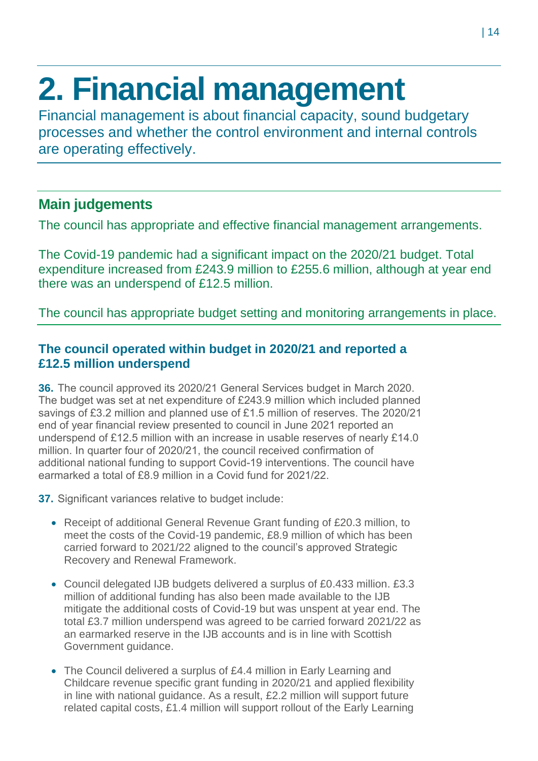# 2. Financial management

Financial management is about financial capacity, sound budgetary processes and whether the control environment and internal controls are operating effectively.

## Main judgements

The council has appropriate and effective financial management arrangements.

The Covid-19 pandemic had a significant impact on the 2020/21 budget. Total expenditure increased from £243.9 million to £255.6 million, although at year end there was an underspend of £12.5 million.

The council has appropriate budget setting and monitoring arrangements in place.

### The council operated within budget in 2020/21 and reported a £12.5 million underspend

**36.** The council approved its 2020/21 General Services budget in March 2020. The budget was set at net expenditure of £243.9 million which included planned savings of £3.2 million and planned use of £1.5 million of reserves. The 2020/21 end of year financial review presented to council in June 2021 reported an underspend of £12.5 million with an increase in usable reserves of nearly £14.0 million. In quarter four of 2020/21, the council received confirmation of additional national funding to support Covid-19 interventions. The council have earmarked a total of £8.9 million in a Covid fund for 2021/22.

**37.** Significant variances relative to budget include:

- Receipt of additional General Revenue Grant funding of £20.3 million, to meet the costs of the Covid-19 pandemic, £8.9 million of which has been carried forward to 2021/22 aligned to the council's approved Strategic Recovery and Renewal Framework.
- Council delegated IJB budgets delivered a surplus of £0.433 million. £3.3 million of additional funding has also been made available to the IJB mitigate the additional costs of Covid-19 but was unspent at year end. The total £3.7 million underspend was agreed to be carried forward 2021/22 as an earmarked reserve in the IJB accounts and is in line with Scottish Government guidance.
- The Council delivered a surplus of £4.4 million in Early Learning and Childcare revenue specific grant funding in 2020/21 and applied flexibility in line with national guidance. As a result, £2.2 million will support future related capital costs, £1.4 million will support rollout of the Early Learning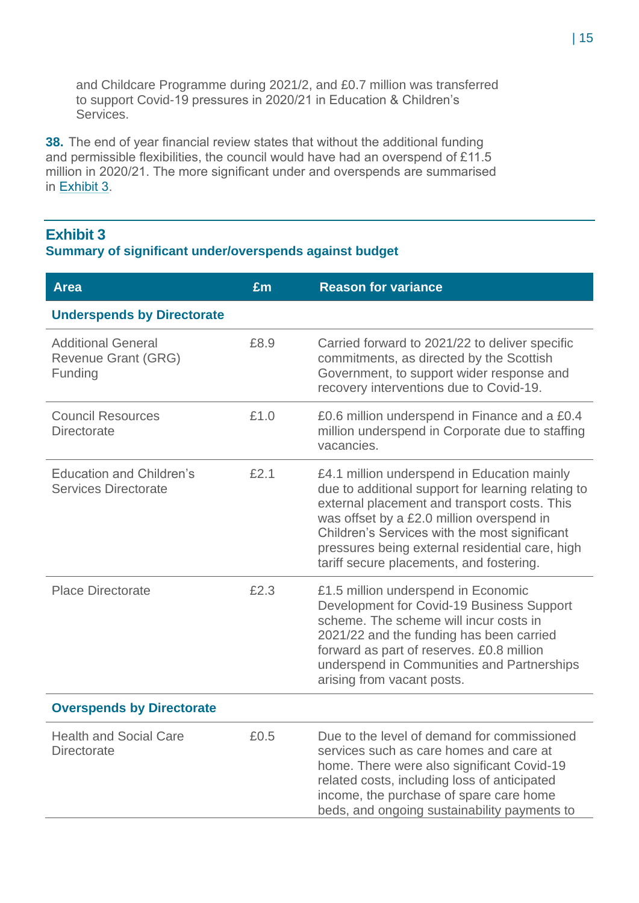and Childcare Programme during 2021/2, and £0.7 million was transferred to support Covid-19 pressures in 2020/21 in Education & Children's Services.

**38.** The end of year financial review states that without the additional funding and permissible flexibilities, the council would have had an overspend of £11.5 million in 2020/21. The more significant under and overspends are summarised in Exhibit 3.

## Exhibit 3

### Summary of significant under/overspends against budget

| Area | £m | Reason for variance |
|---|---|---|
| **Underspends by Directorate** | | |
| Additional General Revenue Grant (GRG) Funding | £8.9 | Carried forward to 2021/22 to deliver specific commitments, as directed by the Scottish Government, to support wider response and recovery interventions due to Covid-19. |
| Council Resources Directorate | £1.0 | £0.6 million underspend in Finance and a £0.4 million underspend in Corporate due to staffing vacancies. |
| Education and Children's Services Directorate | £2.1 | £4.1 million underspend in Education mainly due to additional support for learning relating to external placement and transport costs. This was offset by a £2.0 million overspend in Children's Services with the most significant pressures being external residential care, high tariff secure placements, and fostering. |
| Place Directorate | £2.3 | £1.5 million underspend in Economic Development for Covid-19 Business Support scheme. The scheme will incur costs in 2021/22 and the funding has been carried forward as part of reserves. £0.8 million underspend in Communities and Partnerships arising from vacant posts. |
| **Overspends by Directorate** | | |
| Health and Social Care Directorate | £0.5 | Due to the level of demand for commissioned services such as care homes and care at home. There were also significant Covid-19 related costs, including loss of anticipated income, the purchase of spare care home beds, and ongoing sustainability payments to |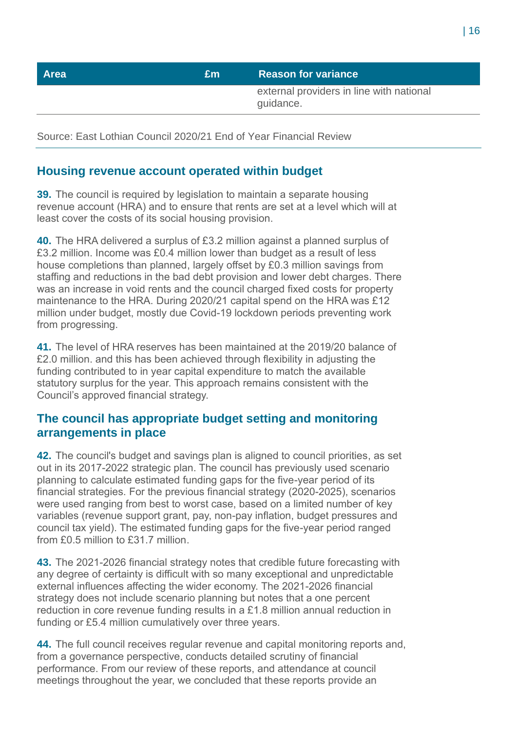| Area | £m | Reason for variance |
|---|---|---|
| | | external providers in line with national guidance. |

Source: East Lothian Council 2020/21 End of Year Financial Review

## Housing revenue account operated within budget

**39.** The council is required by legislation to maintain a separate housing revenue account (HRA) and to ensure that rents are set at a level which will at least cover the costs of its social housing provision.

**40.** The HRA delivered a surplus of £3.2 million against a planned surplus of £3.2 million. Income was £0.4 million lower than budget as a result of less house completions than planned, largely offset by £0.3 million savings from staffing and reductions in the bad debt provision and lower debt charges. There was an increase in void rents and the council charged fixed costs for property maintenance to the HRA. During 2020/21 capital spend on the HRA was £12 million under budget, mostly due Covid-19 lockdown periods preventing work from progressing.

**41.** The level of HRA reserves has been maintained at the 2019/20 balance of £2.0 million. and this has been achieved through flexibility in adjusting the funding contributed to in year capital expenditure to match the available statutory surplus for the year. This approach remains consistent with the Council's approved financial strategy.

## The council has appropriate budget setting and monitoring arrangements in place

**42.** The council's budget and savings plan is aligned to council priorities, as set out in its 2017-2022 strategic plan. The council has previously used scenario planning to calculate estimated funding gaps for the five-year period of its financial strategies. For the previous financial strategy (2020-2025), scenarios were used ranging from best to worst case, based on a limited number of key variables (revenue support grant, pay, non-pay inflation, budget pressures and council tax yield). The estimated funding gaps for the five-year period ranged from £0.5 million to £31.7 million.

**43.** The 2021-2026 financial strategy notes that credible future forecasting with any degree of certainty is difficult with so many exceptional and unpredictable external influences affecting the wider economy. The 2021-2026 financial strategy does not include scenario planning but notes that a one percent reduction in core revenue funding results in a £1.8 million annual reduction in funding or £5.4 million cumulatively over three years.

**44.** The full council receives regular revenue and capital monitoring reports and, from a governance perspective, conducts detailed scrutiny of financial performance. From our review of these reports, and attendance at council meetings throughout the year, we concluded that these reports provide an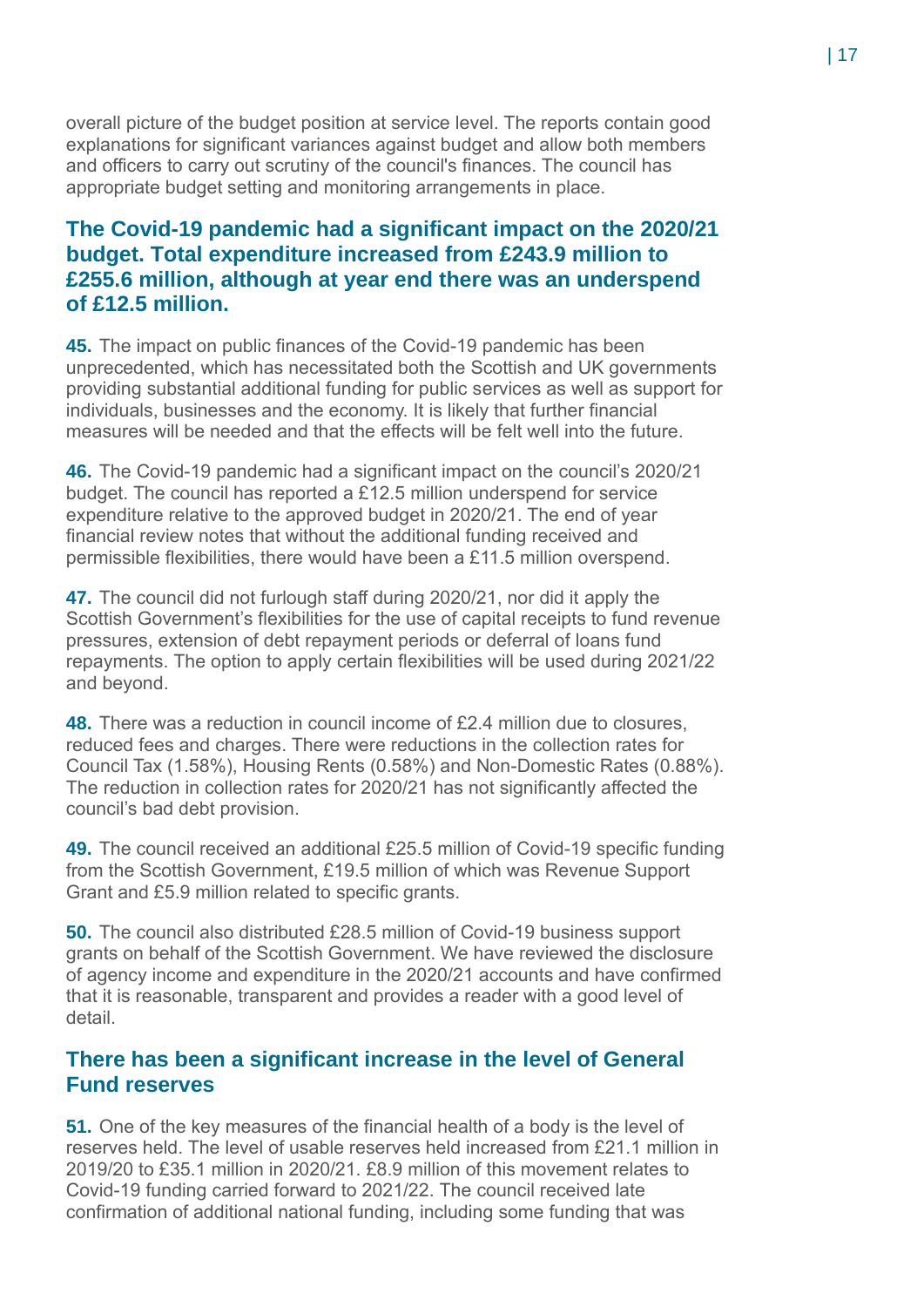overall picture of the budget position at service level. The reports contain good explanations for significant variances against budget and allow both members and officers to carry out scrutiny of the council's finances. The council has appropriate budget setting and monitoring arrangements in place.

## The Covid-19 pandemic had a significant impact on the 2020/21 budget. Total expenditure increased from £243.9 million to £255.6 million, although at year end there was an underspend of £12.5 million.

**45.** The impact on public finances of the Covid-19 pandemic has been unprecedented, which has necessitated both the Scottish and UK governments providing substantial additional funding for public services as well as support for individuals, businesses and the economy. It is likely that further financial measures will be needed and that the effects will be felt well into the future.

**46.** The Covid-19 pandemic had a significant impact on the council's 2020/21 budget. The council has reported a £12.5 million underspend for service expenditure relative to the approved budget in 2020/21. The end of year financial review notes that without the additional funding received and permissible flexibilities, there would have been a £11.5 million overspend.

**47.** The council did not furlough staff during 2020/21, nor did it apply the Scottish Government's flexibilities for the use of capital receipts to fund revenue pressures, extension of debt repayment periods or deferral of loans fund repayments. The option to apply certain flexibilities will be used during 2021/22 and beyond.

**48.** There was a reduction in council income of £2.4 million due to closures, reduced fees and charges. There were reductions in the collection rates for Council Tax (1.58%), Housing Rents (0.58%) and Non-Domestic Rates (0.88%). The reduction in collection rates for 2020/21 has not significantly affected the council's bad debt provision.

**49.** The council received an additional £25.5 million of Covid-19 specific funding from the Scottish Government, £19.5 million of which was Revenue Support Grant and £5.9 million related to specific grants.

**50.** The council also distributed £28.5 million of Covid-19 business support grants on behalf of the Scottish Government. We have reviewed the disclosure of agency income and expenditure in the 2020/21 accounts and have confirmed that it is reasonable, transparent and provides a reader with a good level of detail.

## There has been a significant increase in the level of General Fund reserves

**51.** One of the key measures of the financial health of a body is the level of reserves held. The level of usable reserves held increased from £21.1 million in 2019/20 to £35.1 million in 2020/21. £8.9 million of this movement relates to Covid-19 funding carried forward to 2021/22. The council received late confirmation of additional national funding, including some funding that was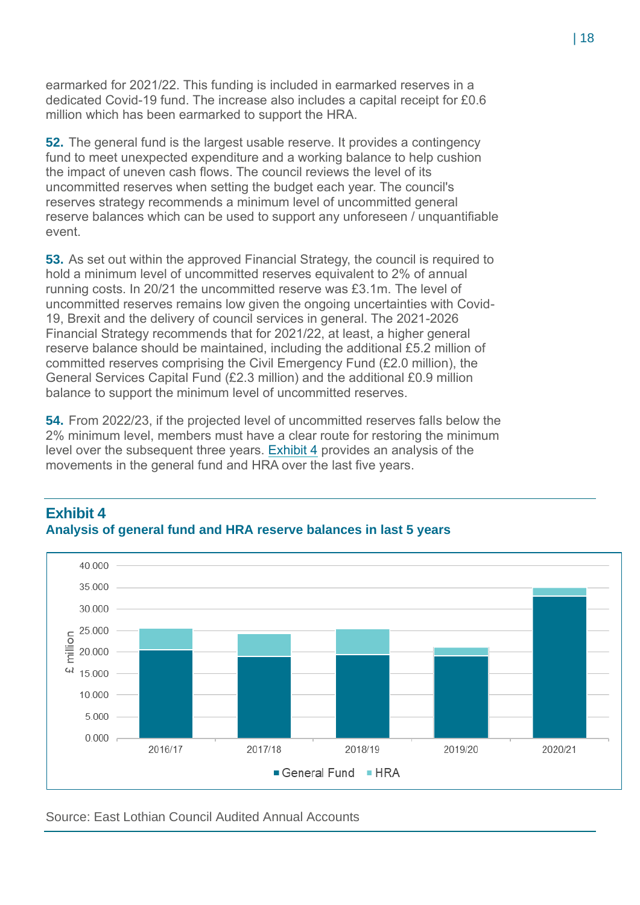earmarked for 2021/22. This funding is included in earmarked reserves in a dedicated Covid-19 fund. The increase also includes a capital receipt for £0.6 million which has been earmarked to support the HRA.

**52.** The general fund is the largest usable reserve. It provides a contingency fund to meet unexpected expenditure and a working balance to help cushion the impact of uneven cash flows. The council reviews the level of its uncommitted reserves when setting the budget each year. The council's reserves strategy recommends a minimum level of uncommitted general reserve balances which can be used to support any unforeseen / unquantifiable event.

**53.** As set out within the approved Financial Strategy, the council is required to hold a minimum level of uncommitted reserves equivalent to 2% of annual running costs. In 20/21 the uncommitted reserve was £3.1m. The level of uncommitted reserves remains low given the ongoing uncertainties with Covid-19, Brexit and the delivery of council services in general. The 2021-2026 Financial Strategy recommends that for 2021/22, at least, a higher general reserve balance should be maintained, including the additional £5.2 million of committed reserves comprising the Civil Emergency Fund (£2.0 million), the General Services Capital Fund (£2.3 million) and the additional £0.9 million balance to support the minimum level of uncommitted reserves.

**54.** From 2022/23, if the projected level of uncommitted reserves falls below the 2% minimum level, members must have a clear route for restoring the minimum level over the subsequent three years. Exhibit 4 provides an analysis of the movements in the general fund and HRA over the last five years.

## Exhibit 4

**Analysis of general fund and HRA reserve balances in last 5 years**

Source: East Lothian Council Audited Annual Accounts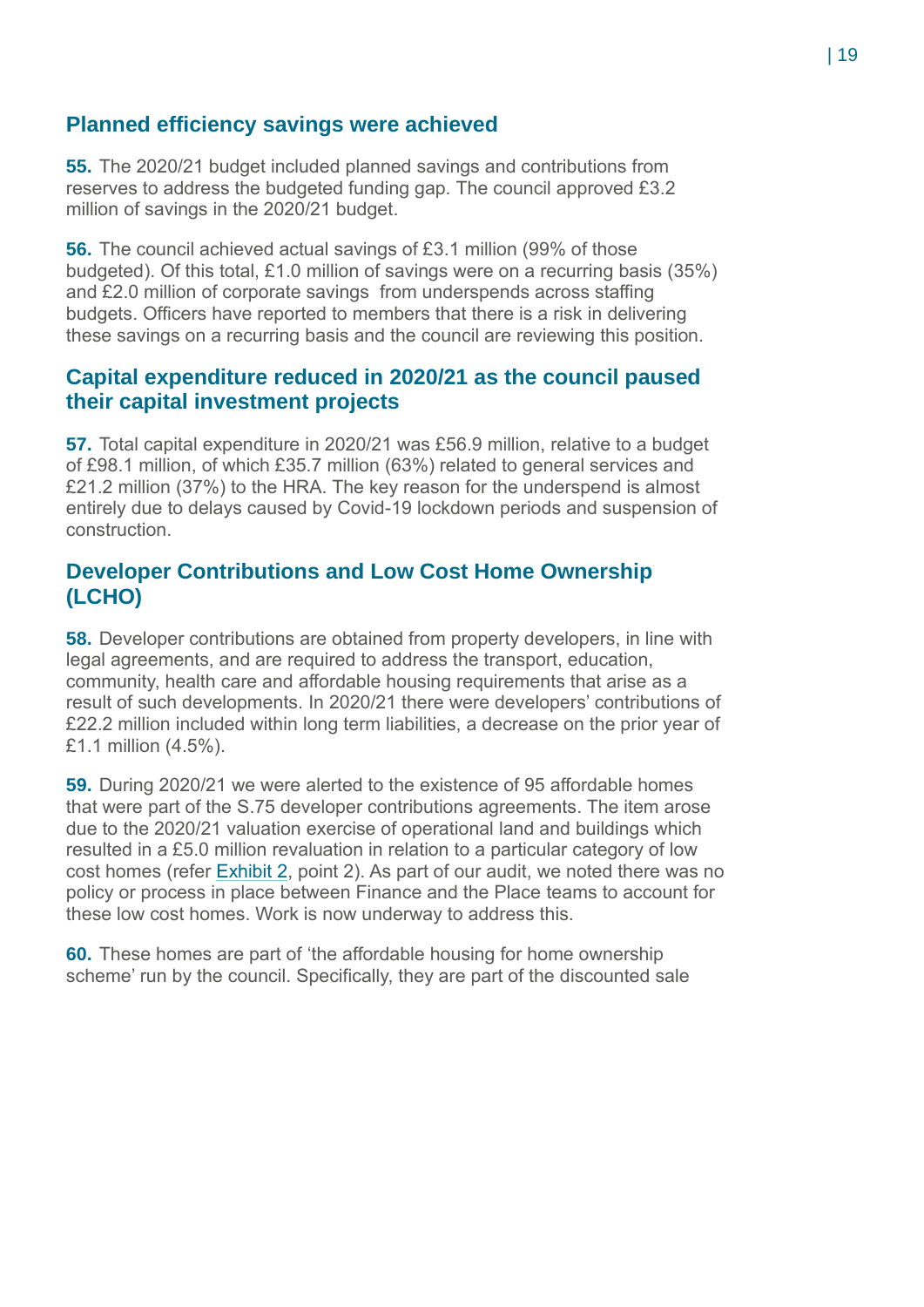## Planned efficiency savings were achieved

**55.** The 2020/21 budget included planned savings and contributions from reserves to address the budgeted funding gap. The council approved £3.2 million of savings in the 2020/21 budget.

**56.** The council achieved actual savings of £3.1 million (99% of those budgeted). Of this total, £1.0 million of savings were on a recurring basis (35%) and £2.0 million of corporate savings from underspends across staffing budgets. Officers have reported to members that there is a risk in delivering these savings on a recurring basis and the council are reviewing this position.

## Capital expenditure reduced in 2020/21 as the council paused their capital investment projects

**57.** Total capital expenditure in 2020/21 was £56.9 million, relative to a budget of £98.1 million, of which £35.7 million (63%) related to general services and £21.2 million (37%) to the HRA. The key reason for the underspend is almost entirely due to delays caused by Covid-19 lockdown periods and suspension of construction.

## Developer Contributions and Low Cost Home Ownership (LCHO)

**58.** Developer contributions are obtained from property developers, in line with legal agreements, and are required to address the transport, education, community, health care and affordable housing requirements that arise as a result of such developments. In 2020/21 there were developers' contributions of £22.2 million included within long term liabilities, a decrease on the prior year of £1.1 million (4.5%).

**59.** During 2020/21 we were alerted to the existence of 95 affordable homes that were part of the S.75 developer contributions agreements. The item arose due to the 2020/21 valuation exercise of operational land and buildings which resulted in a £5.0 million revaluation in relation to a particular category of low cost homes (refer Exhibit 2, point 2). As part of our audit, we noted there was no policy or process in place between Finance and the Place teams to account for these low cost homes. Work is now underway to address this.

**60.** These homes are part of 'the affordable housing for home ownership scheme' run by the council. Specifically, they are part of the discounted sale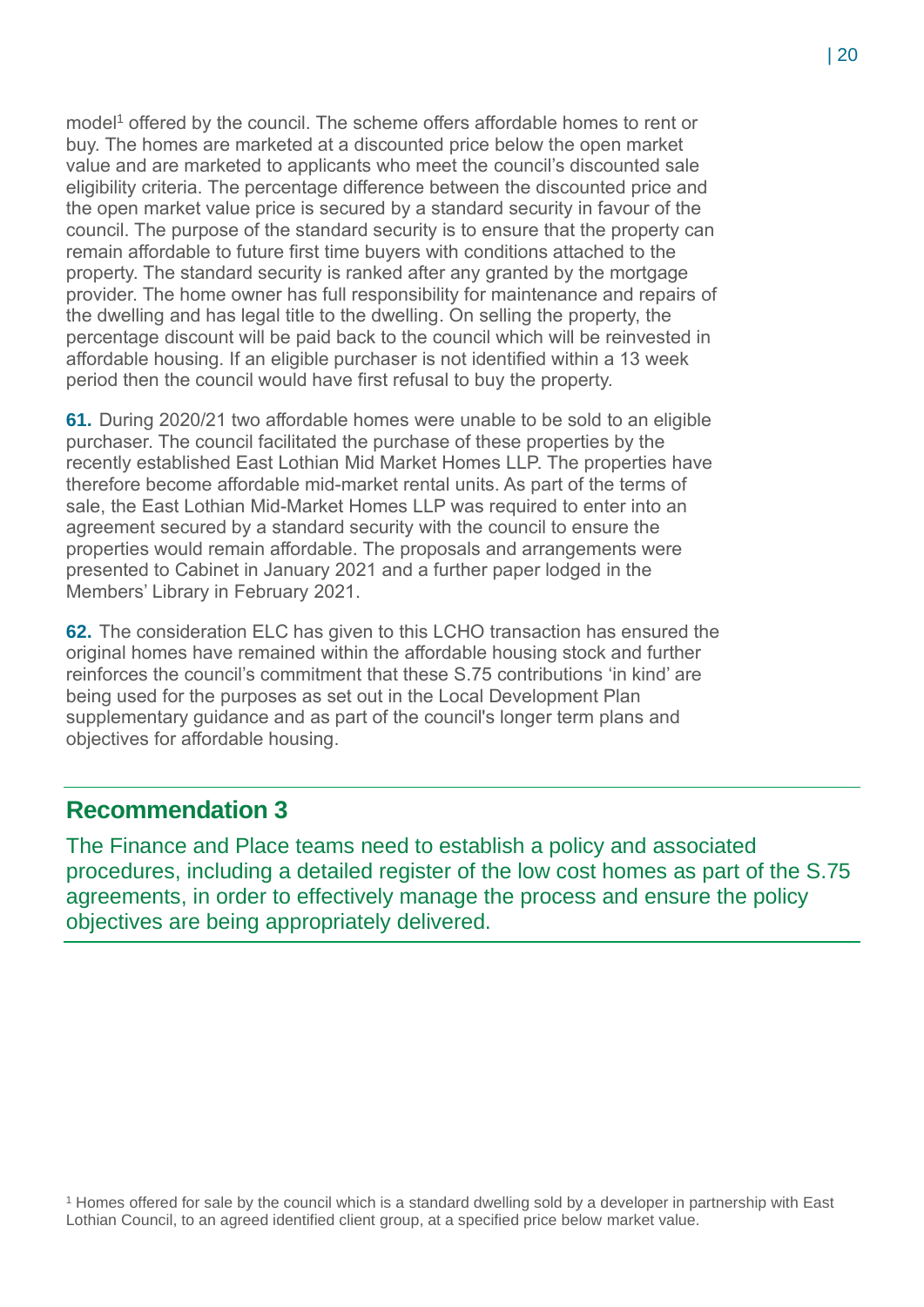model[1] offered by the council. The scheme offers affordable homes to rent or buy. The homes are marketed at a discounted price below the open market value and are marketed to applicants who meet the council's discounted sale eligibility criteria. The percentage difference between the discounted price and the open market value price is secured by a standard security in favour of the council. The purpose of the standard security is to ensure that the property can remain affordable to future first time buyers with conditions attached to the property. The standard security is ranked after any granted by the mortgage provider. The home owner has full responsibility for maintenance and repairs of the dwelling and has legal title to the dwelling. On selling the property, the percentage discount will be paid back to the council which will be reinvested in affordable housing. If an eligible purchaser is not identified within a 13 week period then the council would have first refusal to buy the property.

**61.** During 2020/21 two affordable homes were unable to be sold to an eligible purchaser. The council facilitated the purchase of these properties by the recently established East Lothian Mid Market Homes LLP. The properties have therefore become affordable mid-market rental units. As part of the terms of sale, the East Lothian Mid-Market Homes LLP was required to enter into an agreement secured by a standard security with the council to ensure the properties would remain affordable. The proposals and arrangements were presented to Cabinet in January 2021 and a further paper lodged in the Members' Library in February 2021.

**62.** The consideration ELC has given to this LCHO transaction has ensured the original homes have remained within the affordable housing stock and further reinforces the council's commitment that these S.75 contributions 'in kind' are being used for the purposes as set out in the Local Development Plan supplementary guidance and as part of the council's longer term plans and objectives for affordable housing.

## Recommendation 3

The Finance and Place teams need to establish a policy and associated procedures, including a detailed register of the low cost homes as part of the S.75 agreements, in order to effectively manage the process and ensure the policy objectives are being appropriately delivered.

[1] Homes offered for sale by the council which is a standard dwelling sold by a developer in partnership with East Lothian Council, to an agreed identified client group, at a specified price below market value.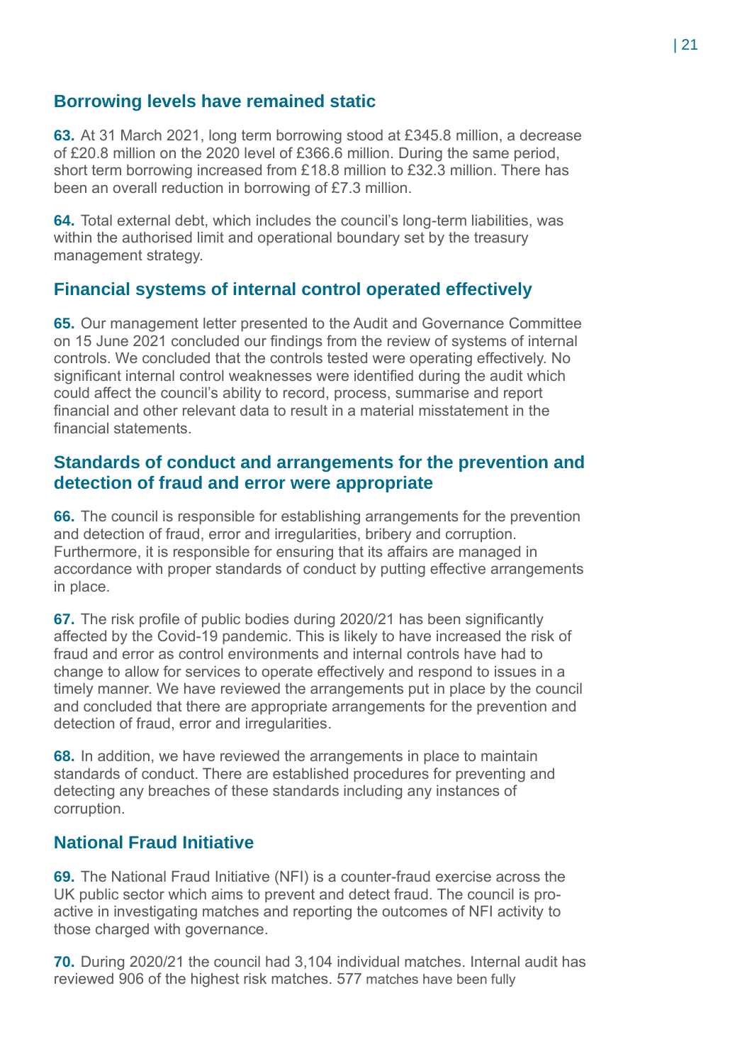## Borrowing levels have remained static

**63.** At 31 March 2021, long term borrowing stood at £345.8 million, a decrease of £20.8 million on the 2020 level of £366.6 million. During the same period, short term borrowing increased from £18.8 million to £32.3 million. There has been an overall reduction in borrowing of £7.3 million.

**64.** Total external debt, which includes the council's long-term liabilities, was within the authorised limit and operational boundary set by the treasury management strategy.

## Financial systems of internal control operated effectively

**65.** Our management letter presented to the Audit and Governance Committee on 15 June 2021 concluded our findings from the review of systems of internal controls. We concluded that the controls tested were operating effectively. No significant internal control weaknesses were identified during the audit which could affect the council's ability to record, process, summarise and report financial and other relevant data to result in a material misstatement in the financial statements.

## Standards of conduct and arrangements for the prevention and detection of fraud and error were appropriate

**66.** The council is responsible for establishing arrangements for the prevention and detection of fraud, error and irregularities, bribery and corruption. Furthermore, it is responsible for ensuring that its affairs are managed in accordance with proper standards of conduct by putting effective arrangements in place.

**67.** The risk profile of public bodies during 2020/21 has been significantly affected by the Covid-19 pandemic. This is likely to have increased the risk of fraud and error as control environments and internal controls have had to change to allow for services to operate effectively and respond to issues in a timely manner. We have reviewed the arrangements put in place by the council and concluded that there are appropriate arrangements for the prevention and detection of fraud, error and irregularities.

**68.** In addition, we have reviewed the arrangements in place to maintain standards of conduct. There are established procedures for preventing and detecting any breaches of these standards including any instances of corruption.

## National Fraud Initiative

**69.** The National Fraud Initiative (NFI) is a counter-fraud exercise across the UK public sector which aims to prevent and detect fraud. The council is pro-active in investigating matches and reporting the outcomes of NFI activity to those charged with governance.

**70.** During 2020/21 the council had 3,104 individual matches. Internal audit has reviewed 906 of the highest risk matches. 577 matches have been fully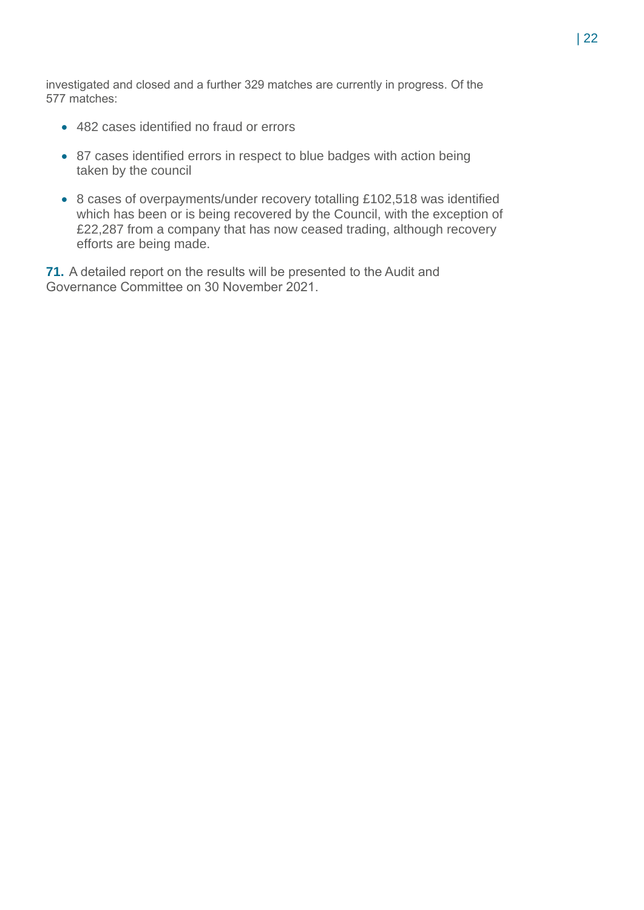investigated and closed and a further 329 matches are currently in progress. Of the 577 matches:

- 482 cases identified no fraud or errors
- 87 cases identified errors in respect to blue badges with action being taken by the council
- 8 cases of overpayments/under recovery totalling £102,518 was identified which has been or is being recovered by the Council, with the exception of £22,287 from a company that has now ceased trading, although recovery efforts are being made.

**71.** A detailed report on the results will be presented to the Audit and Governance Committee on 30 November 2021.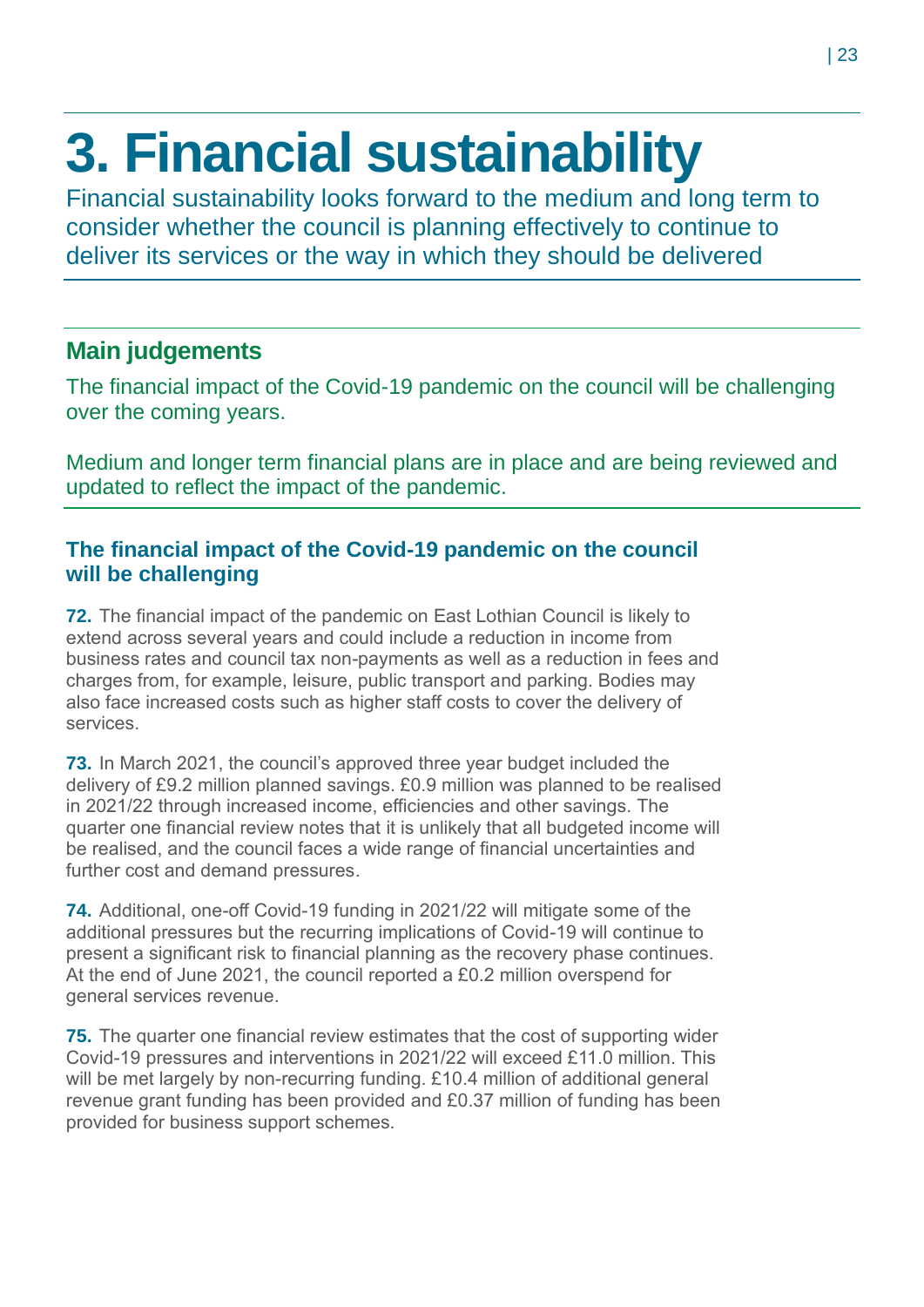# 3. Financial sustainability

Financial sustainability looks forward to the medium and long term to consider whether the council is planning effectively to continue to deliver its services or the way in which they should be delivered

## Main judgements

The financial impact of the Covid-19 pandemic on the council will be challenging over the coming years.

Medium and longer term financial plans are in place and are being reviewed and updated to reflect the impact of the pandemic.

### The financial impact of the Covid-19 pandemic on the council will be challenging

**72.** The financial impact of the pandemic on East Lothian Council is likely to extend across several years and could include a reduction in income from business rates and council tax non-payments as well as a reduction in fees and charges from, for example, leisure, public transport and parking. Bodies may also face increased costs such as higher staff costs to cover the delivery of services.

**73.** In March 2021, the council's approved three year budget included the delivery of £9.2 million planned savings. £0.9 million was planned to be realised in 2021/22 through increased income, efficiencies and other savings. The quarter one financial review notes that it is unlikely that all budgeted income will be realised, and the council faces a wide range of financial uncertainties and further cost and demand pressures.

**74.** Additional, one-off Covid-19 funding in 2021/22 will mitigate some of the additional pressures but the recurring implications of Covid-19 will continue to present a significant risk to financial planning as the recovery phase continues. At the end of June 2021, the council reported a £0.2 million overspend for general services revenue.

**75.** The quarter one financial review estimates that the cost of supporting wider Covid-19 pressures and interventions in 2021/22 will exceed £11.0 million. This will be met largely by non-recurring funding. £10.4 million of additional general revenue grant funding has been provided and £0.37 million of funding has been provided for business support schemes.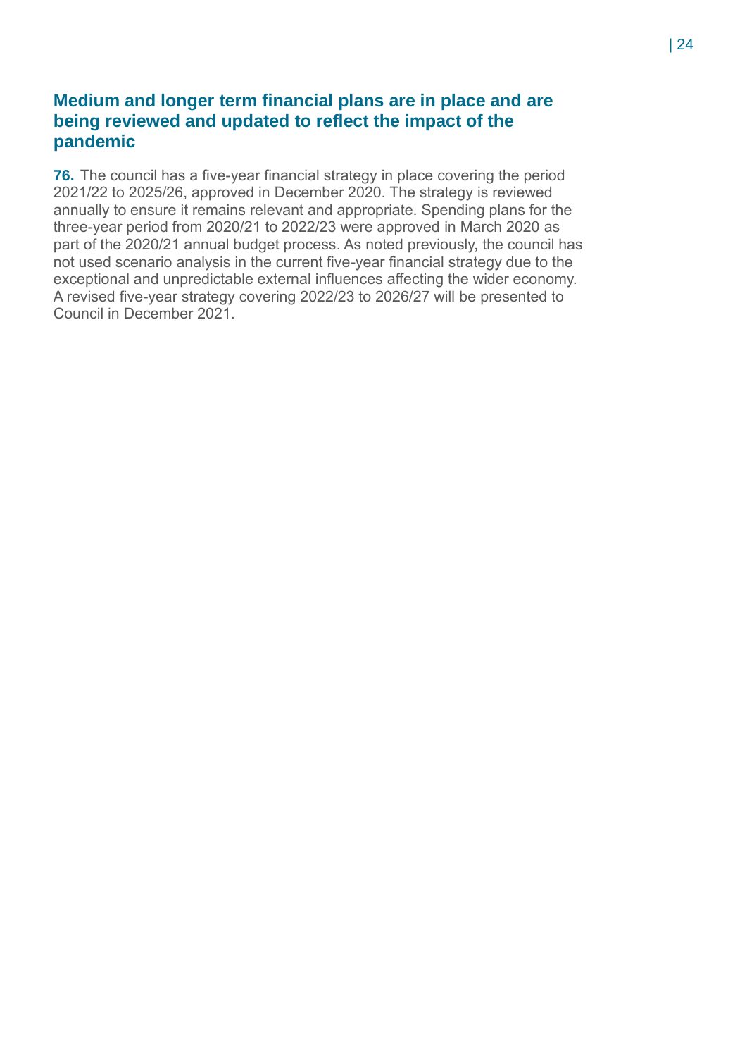## Medium and longer term financial plans are in place and are being reviewed and updated to reflect the impact of the pandemic

**76.** The council has a five-year financial strategy in place covering the period 2021/22 to 2025/26, approved in December 2020. The strategy is reviewed annually to ensure it remains relevant and appropriate. Spending plans for the three-year period from 2020/21 to 2022/23 were approved in March 2020 as part of the 2020/21 annual budget process. As noted previously, the council has not used scenario analysis in the current five-year financial strategy due to the exceptional and unpredictable external influences affecting the wider economy. A revised five-year strategy covering 2022/23 to 2026/27 will be presented to Council in December 2021.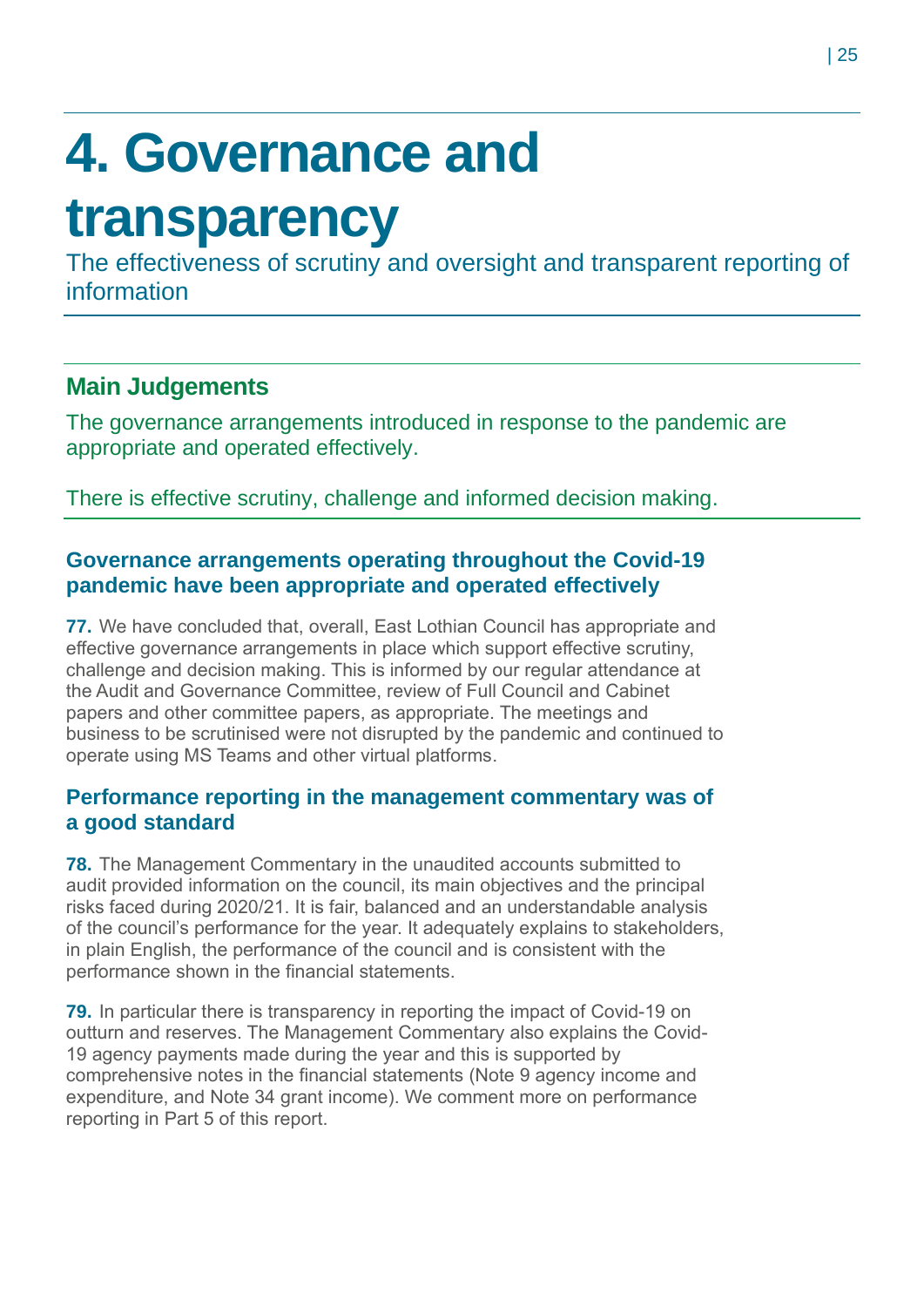# 4. Governance and transparency

The effectiveness of scrutiny and oversight and transparent reporting of information

## Main Judgements

The governance arrangements introduced in response to the pandemic are appropriate and operated effectively.

There is effective scrutiny, challenge and informed decision making.

### Governance arrangements operating throughout the Covid-19 pandemic have been appropriate and operated effectively

**77.** We have concluded that, overall, East Lothian Council has appropriate and effective governance arrangements in place which support effective scrutiny, challenge and decision making. This is informed by our regular attendance at the Audit and Governance Committee, review of Full Council and Cabinet papers and other committee papers, as appropriate. The meetings and business to be scrutinised were not disrupted by the pandemic and continued to operate using MS Teams and other virtual platforms.

### Performance reporting in the management commentary was of a good standard

**78.** The Management Commentary in the unaudited accounts submitted to audit provided information on the council, its main objectives and the principal risks faced during 2020/21. It is fair, balanced and an understandable analysis of the council's performance for the year. It adequately explains to stakeholders, in plain English, the performance of the council and is consistent with the performance shown in the financial statements.

**79.** In particular there is transparency in reporting the impact of Covid-19 on outturn and reserves. The Management Commentary also explains the Covid-19 agency payments made during the year and this is supported by comprehensive notes in the financial statements (Note 9 agency income and expenditure, and Note 34 grant income). We comment more on performance reporting in Part 5 of this report.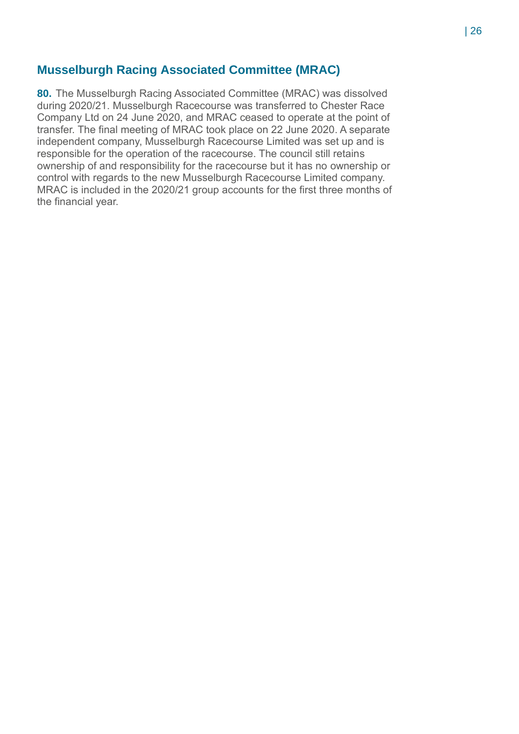## Musselburgh Racing Associated Committee (MRAC)

**80.** The Musselburgh Racing Associated Committee (MRAC) was dissolved during 2020/21. Musselburgh Racecourse was transferred to Chester Race Company Ltd on 24 June 2020, and MRAC ceased to operate at the point of transfer. The final meeting of MRAC took place on 22 June 2020. A separate independent company, Musselburgh Racecourse Limited was set up and is responsible for the operation of the racecourse. The council still retains ownership of and responsibility for the racecourse but it has no ownership or control with regards to the new Musselburgh Racecourse Limited company. MRAC is included in the 2020/21 group accounts for the first three months of the financial year.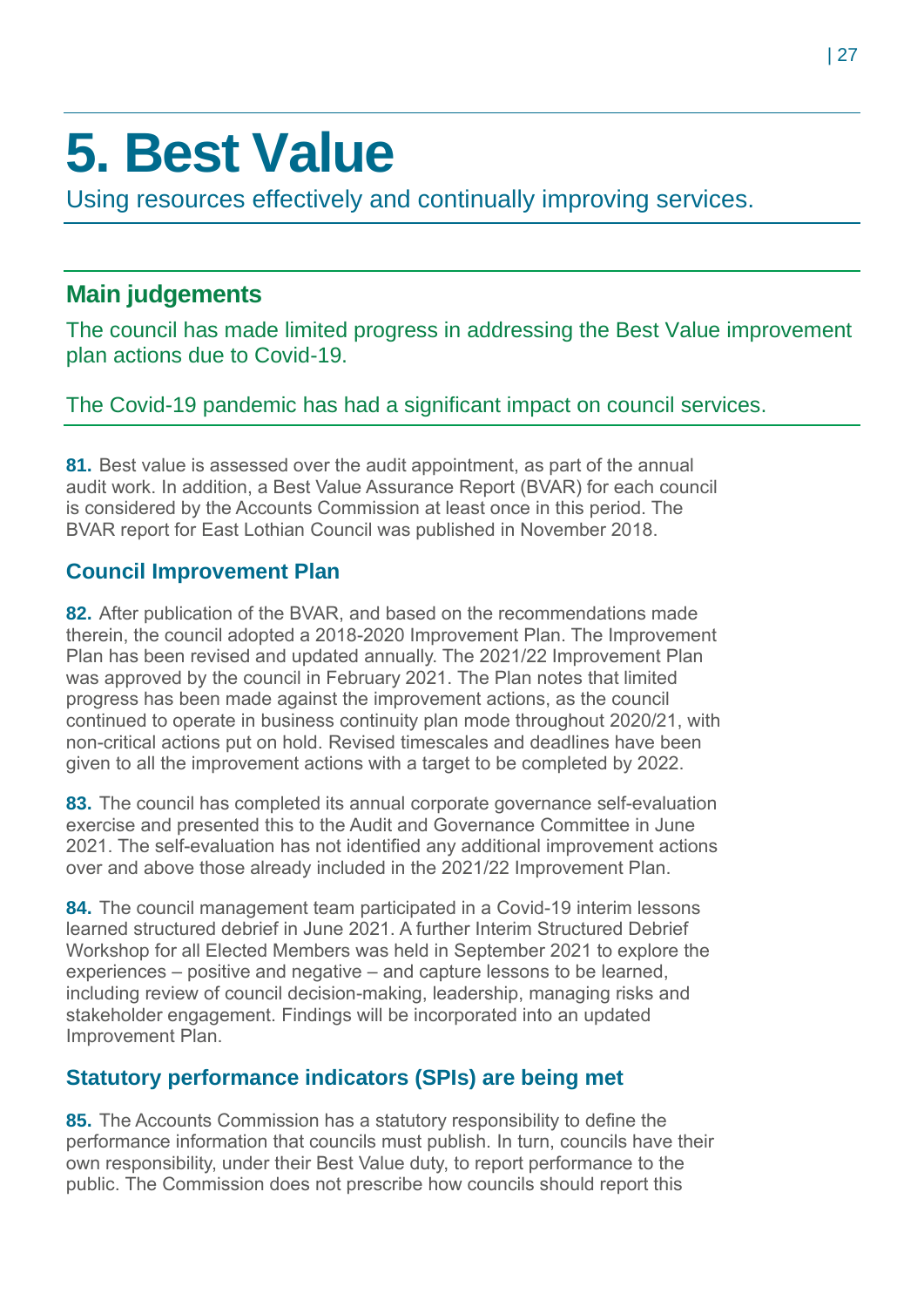# 5. Best Value

Using resources effectively and continually improving services.

## Main judgements

The council has made limited progress in addressing the Best Value improvement plan actions due to Covid-19.

The Covid-19 pandemic has had a significant impact on council services.

**81.** Best value is assessed over the audit appointment, as part of the annual audit work. In addition, a Best Value Assurance Report (BVAR) for each council is considered by the Accounts Commission at least once in this period. The BVAR report for East Lothian Council was published in November 2018.

### Council Improvement Plan

**82.** After publication of the BVAR, and based on the recommendations made therein, the council adopted a 2018-2020 Improvement Plan. The Improvement Plan has been revised and updated annually. The 2021/22 Improvement Plan was approved by the council in February 2021. The Plan notes that limited progress has been made against the improvement actions, as the council continued to operate in business continuity plan mode throughout 2020/21, with non-critical actions put on hold. Revised timescales and deadlines have been given to all the improvement actions with a target to be completed by 2022.

**83.** The council has completed its annual corporate governance self-evaluation exercise and presented this to the Audit and Governance Committee in June 2021. The self-evaluation has not identified any additional improvement actions over and above those already included in the 2021/22 Improvement Plan.

**84.** The council management team participated in a Covid-19 interim lessons learned structured debrief in June 2021. A further Interim Structured Debrief Workshop for all Elected Members was held in September 2021 to explore the experiences – positive and negative – and capture lessons to be learned, including review of council decision-making, leadership, managing risks and stakeholder engagement. Findings will be incorporated into an updated Improvement Plan.

### Statutory performance indicators (SPIs) are being met

**85.** The Accounts Commission has a statutory responsibility to define the performance information that councils must publish. In turn, councils have their own responsibility, under their Best Value duty, to report performance to the public. The Commission does not prescribe how councils should report this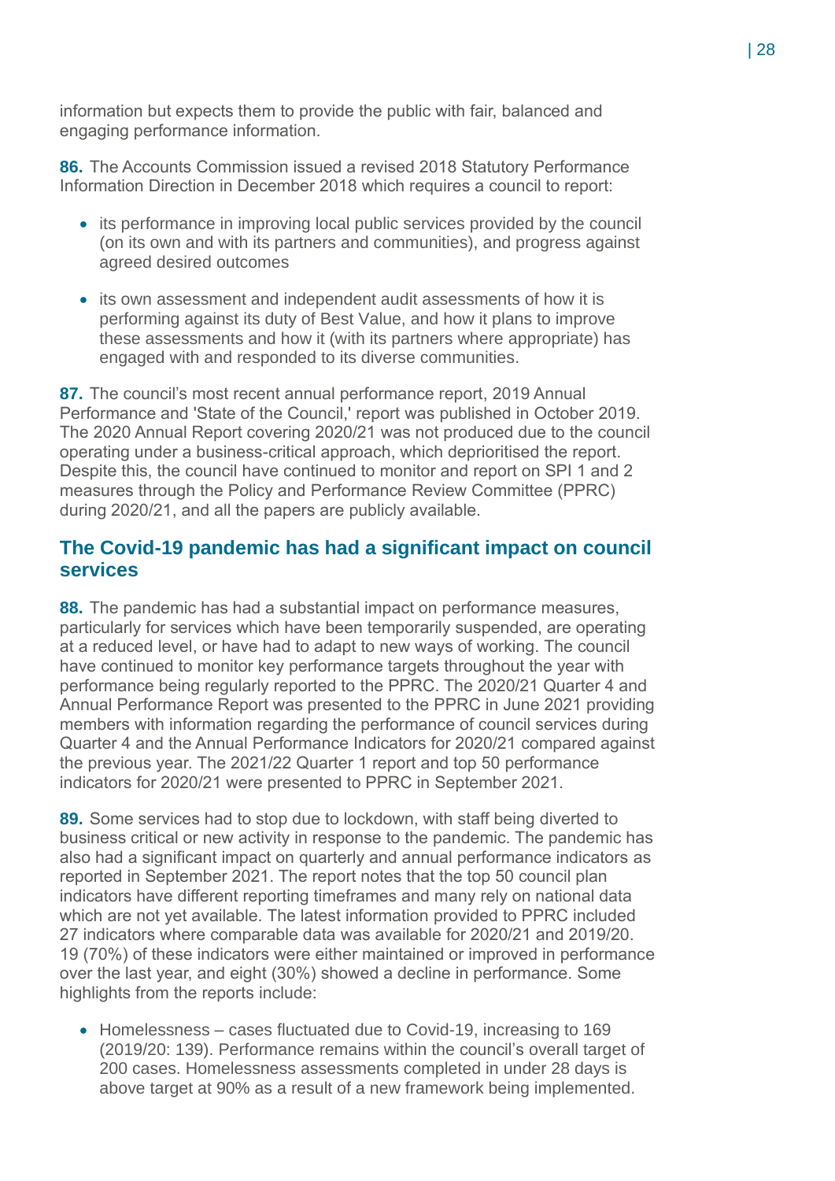information but expects them to provide the public with fair, balanced and engaging performance information.

**86.** The Accounts Commission issued a revised 2018 Statutory Performance Information Direction in December 2018 which requires a council to report:

- its performance in improving local public services provided by the council (on its own and with its partners and communities), and progress against agreed desired outcomes
- its own assessment and independent audit assessments of how it is performing against its duty of Best Value, and how it plans to improve these assessments and how it (with its partners where appropriate) has engaged with and responded to its diverse communities.

**87.** The council's most recent annual performance report, 2019 Annual Performance and 'State of the Council,' report was published in October 2019. The 2020 Annual Report covering 2020/21 was not produced due to the council operating under a business-critical approach, which deprioritised the report. Despite this, the council have continued to monitor and report on SPI 1 and 2 measures through the Policy and Performance Review Committee (PPRC) during 2020/21, and all the papers are publicly available.

## The Covid-19 pandemic has had a significant impact on council services

**88.** The pandemic has had a substantial impact on performance measures, particularly for services which have been temporarily suspended, are operating at a reduced level, or have had to adapt to new ways of working. The council have continued to monitor key performance targets throughout the year with performance being regularly reported to the PPRC. The 2020/21 Quarter 4 and Annual Performance Report was presented to the PPRC in June 2021 providing members with information regarding the performance of council services during Quarter 4 and the Annual Performance Indicators for 2020/21 compared against the previous year. The 2021/22 Quarter 1 report and top 50 performance indicators for 2020/21 were presented to PPRC in September 2021.

**89.** Some services had to stop due to lockdown, with staff being diverted to business critical or new activity in response to the pandemic. The pandemic has also had a significant impact on quarterly and annual performance indicators as reported in September 2021. The report notes that the top 50 council plan indicators have different reporting timeframes and many rely on national data which are not yet available. The latest information provided to PPRC included 27 indicators where comparable data was available for 2020/21 and 2019/20. 19 (70%) of these indicators were either maintained or improved in performance over the last year, and eight (30%) showed a decline in performance. Some highlights from the reports include:

- Homelessness – cases fluctuated due to Covid-19, increasing to 169 (2019/20: 139). Performance remains within the council's overall target of 200 cases. Homelessness assessments completed in under 28 days is above target at 90% as a result of a new framework being implemented.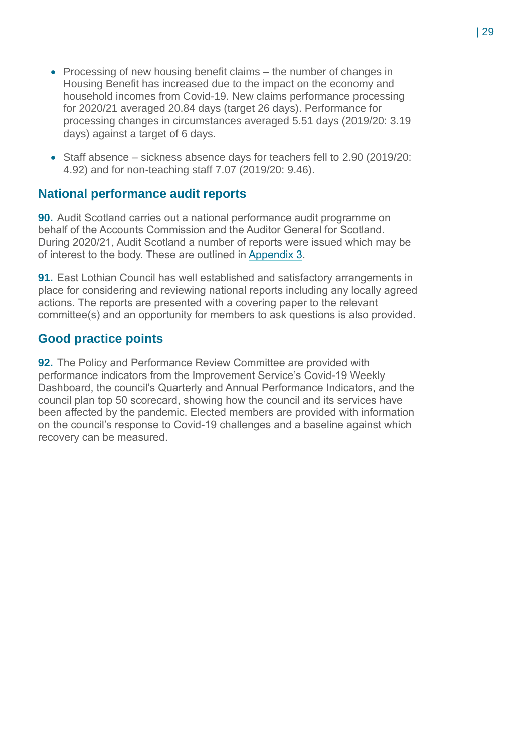- Processing of new housing benefit claims – the number of changes in Housing Benefit has increased due to the impact on the economy and household incomes from Covid-19. New claims performance processing for 2020/21 averaged 20.84 days (target 26 days). Performance for processing changes in circumstances averaged 5.51 days (2019/20: 3.19 days) against a target of 6 days.
- Staff absence – sickness absence days for teachers fell to 2.90 (2019/20: 4.92) and for non-teaching staff 7.07 (2019/20: 9.46).

## National performance audit reports

**90.** Audit Scotland carries out a national performance audit programme on behalf of the Accounts Commission and the Auditor General for Scotland. During 2020/21, Audit Scotland a number of reports were issued which may be of interest to the body. These are outlined in Appendix 3.

**91.** East Lothian Council has well established and satisfactory arrangements in place for considering and reviewing national reports including any locally agreed actions. The reports are presented with a covering paper to the relevant committee(s) and an opportunity for members to ask questions is also provided.

## Good practice points

**92.** The Policy and Performance Review Committee are provided with performance indicators from the Improvement Service's Covid-19 Weekly Dashboard, the council's Quarterly and Annual Performance Indicators, and the council plan top 50 scorecard, showing how the council and its services have been affected by the pandemic. Elected members are provided with information on the council's response to Covid-19 challenges and a baseline against which recovery can be measured.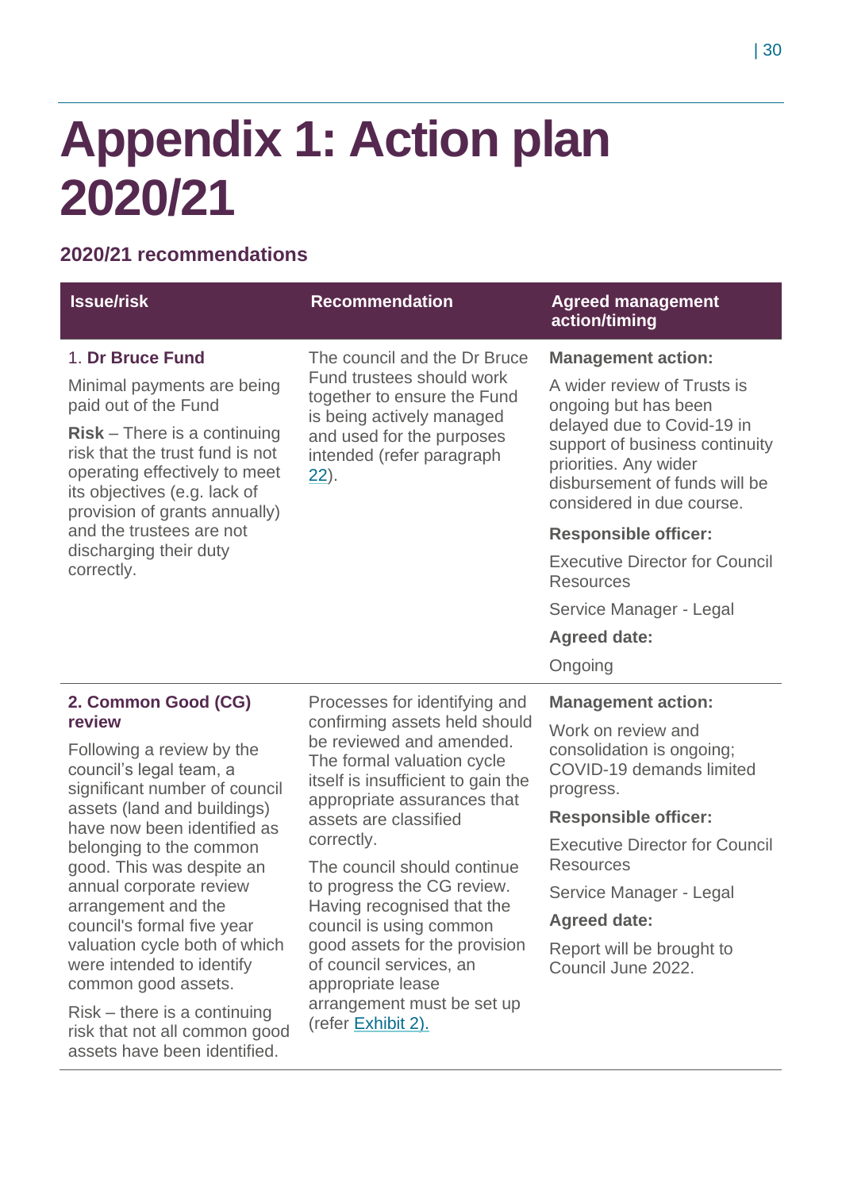# Appendix 1: Action plan 2020/21

## 2020/21 recommendations

| Issue/risk | Recommendation | Agreed management action/timing |
|---|---|---|
| 1. **Dr Bruce Fund**<br><br>Minimal payments are being paid out of the Fund<br><br>**Risk** – There is a continuing risk that the trust fund is not operating effectively to meet its objectives (e.g. lack of provision of grants annually) and the trustees are not discharging their duty correctly. | The council and the Dr Bruce Fund trustees should work together to ensure the Fund is being actively managed and used for the purposes intended (refer paragraph 22). | **Management action:**<br><br>A wider review of Trusts is ongoing but has been delayed due to Covid-19 in support of business continuity priorities. Any wider disbursement of funds will be considered in due course.<br><br>**Responsible officer:**<br><br>Executive Director for Council Resources<br><br>Service Manager - Legal<br><br>**Agreed date:**<br><br>Ongoing |
| **2. Common Good (CG) review**<br><br>Following a review by the council's legal team, a significant number of council assets (land and buildings) have now been identified as belonging to the common good. This was despite an annual corporate review arrangement and the council's formal five year valuation cycle both of which were intended to identify common good assets.<br><br>Risk – there is a continuing risk that not all common good assets have been identified. | Processes for identifying and confirming assets held should be reviewed and amended. The formal valuation cycle itself is insufficient to gain the appropriate assurances that assets are classified correctly.<br><br>The council should continue to progress the CG review. Having recognised that the council is using common good assets for the provision of council services, an appropriate lease arrangement must be set up (refer Exhibit 2). | **Management action:**<br><br>Work on review and consolidation is ongoing; COVID-19 demands limited progress.<br><br>**Responsible officer:**<br><br>Executive Director for Council Resources<br><br>Service Manager - Legal<br><br>**Agreed date:**<br><br>Report will be brought to Council June 2022. |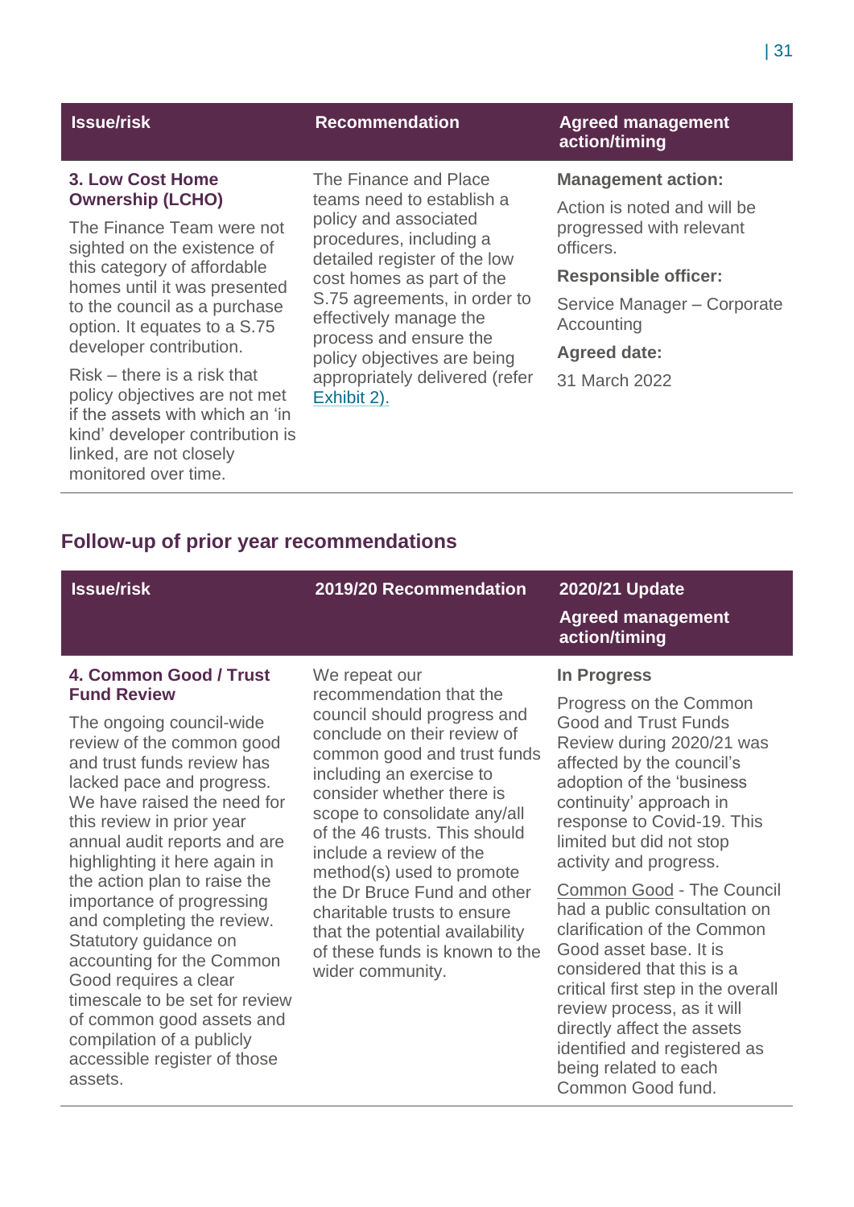| Issue/risk | Recommendation | Agreed management action/timing |
|---|---|---|
| **3. Low Cost Home Ownership (LCHO)**<br><br>The Finance Team were not sighted on the existence of this category of affordable homes until it was presented to the council as a purchase option. It equates to a S.75 developer contribution.<br><br>Risk – there is a risk that policy objectives are not met if the assets with which an 'in kind' developer contribution is linked, are not closely monitored over time. | The Finance and Place teams need to establish a policy and associated procedures, including a detailed register of the low cost homes as part of the S.75 agreements, in order to effectively manage the process and ensure the policy objectives are being appropriately delivered (refer Exhibit 2). | **Management action:**<br><br>Action is noted and will be progressed with relevant officers.<br><br>**Responsible officer:**<br><br>Service Manager – Corporate Accounting<br><br>**Agreed date:**<br><br>31 March 2022 |

## Follow-up of prior year recommendations

| Issue/risk | 2019/20 Recommendation | 2020/21 Update<br>Agreed management action/timing |
|---|---|---|
| **4. Common Good / Trust Fund Review**<br><br>The ongoing council-wide review of the common good and trust funds review has lacked pace and progress. We have raised the need for this review in prior year annual audit reports and are highlighting it here again in the action plan to raise the importance of progressing and completing the review. Statutory guidance on accounting for the Common Good requires a clear timescale to be set for review of common good assets and compilation of a publicly accessible register of those assets. | We repeat our recommendation that the council should progress and conclude on their review of common good and trust funds including an exercise to consider whether there is scope to consolidate any/all of the 46 trusts. This should include a review of the method(s) used to promote the Dr Bruce Fund and other charitable trusts to ensure that the potential availability of these funds is known to the wider community. | **In Progress**<br><br>Progress on the Common Good and Trust Funds Review during 2020/21 was affected by the council's adoption of the 'business continuity' approach in response to Covid-19. This limited but did not stop activity and progress.<br><br>Common Good - The Council had a public consultation on clarification of the Common Good asset base. It is considered that this is a critical first step in the overall review process, as it will directly affect the assets identified and registered as being related to each Common Good fund. |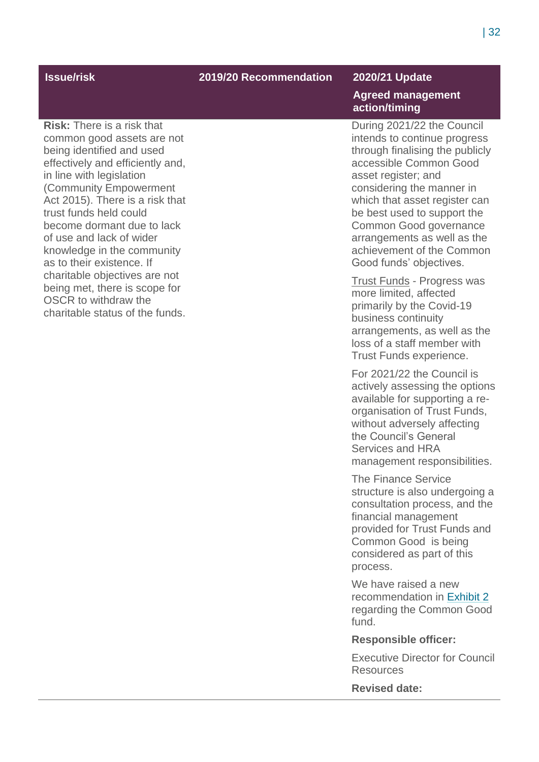| Issue/risk | 2019/20 Recommendation | 2020/21 Update<br>**Agreed management action/timing** |
|---|---|---|
| **Risk:** There is a risk that common good assets are not being identified and used effectively and efficiently and, in line with legislation (Community Empowerment Act 2015). There is a risk that trust funds held could become dormant due to lack of use and lack of wider knowledge in the community as to their existence. If charitable objectives are not being met, there is scope for OSCR to withdraw the charitable status of the funds. | | During 2021/22 the Council intends to continue progress through finalising the publicly accessible Common Good asset register; and considering the manner in which that asset register can be best used to support the Common Good governance arrangements as well as the achievement of the Common Good funds' objectives.<br><br>Trust Funds - Progress was more limited, affected primarily by the Covid-19 business continuity arrangements, as well as the loss of a staff member with Trust Funds experience.<br><br>For 2021/22 the Council is actively assessing the options available for supporting a re-organisation of Trust Funds, without adversely affecting the Council's General Services and HRA management responsibilities.<br><br>The Finance Service structure is also undergoing a consultation process, and the financial management provided for Trust Funds and Common Good is being considered as part of this process.<br><br>We have raised a new recommendation in Exhibit 2 regarding the Common Good fund.<br><br>**Responsible officer:**<br><br>Executive Director for Council Resources<br><br>**Revised date:** |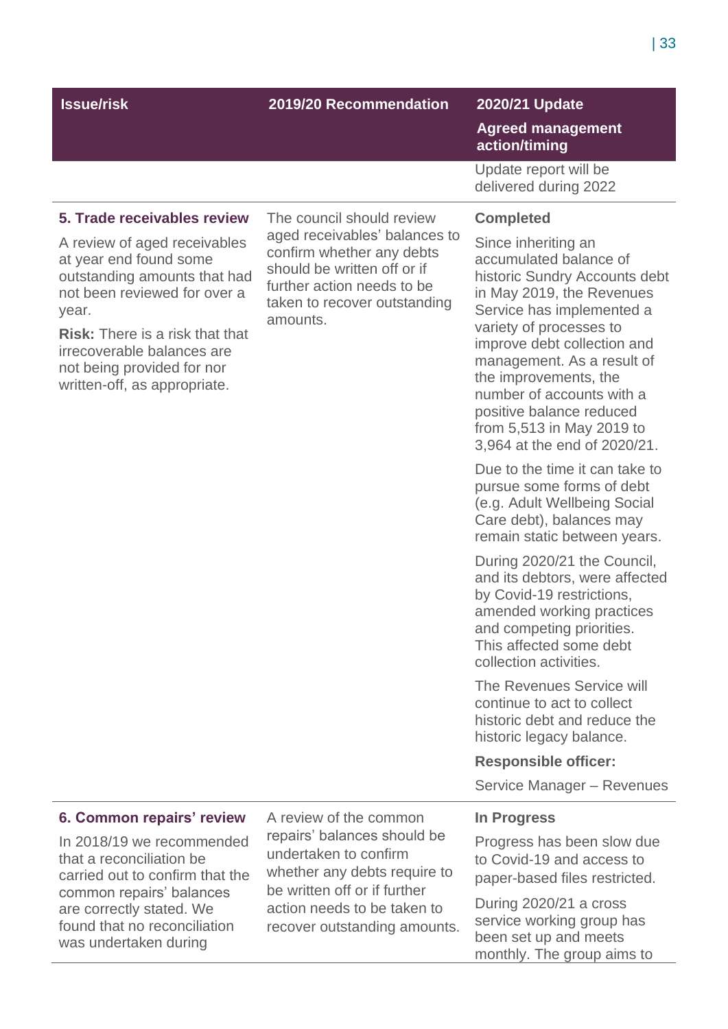| Issue/risk | 2019/20 Recommendation | 2020/21 Update<br>Agreed management action/timing |
|---|---|---|
| | | Update report will be delivered during 2022 |
| **5. Trade receivables review**<br><br>A review of aged receivables at year end found some outstanding amounts that had not been reviewed for over a year.<br><br>**Risk:** There is a risk that irrecoverable balances are not being provided for nor written-off, as appropriate. | The council should review aged receivables' balances to confirm whether any debts should be written off or if further action needs to be taken to recover outstanding amounts. | **Completed**<br><br>Since inheriting an accumulated balance of historic Sundry Accounts debt in May 2019, the Revenues Service has implemented a variety of processes to improve debt collection and management. As a result of the improvements, the number of accounts with a positive balance reduced from 5,513 in May 2019 to 3,964 at the end of 2020/21.<br><br>Due to the time it can take to pursue some forms of debt (e.g. Adult Wellbeing Social Care debt), balances may remain static between years.<br><br>During 2020/21 the Council, and its debtors, were affected by Covid-19 restrictions, amended working practices and competing priorities. This affected some debt collection activities.<br><br>The Revenues Service will continue to act to collect historic debt and reduce the historic legacy balance.<br><br>**Responsible officer:**<br><br>Service Manager – Revenues |
| **6. Common repairs' review**<br><br>In 2018/19 we recommended that a reconciliation be carried out to confirm that the common repairs' balances are correctly stated. We found that no reconciliation was undertaken during | A review of the common repairs' balances should be undertaken to confirm whether any debts require to be written off or if further action needs to be taken to recover outstanding amounts. | **In Progress**<br><br>Progress has been slow due to Covid-19 and access to paper-based files restricted.<br><br>During 2020/21 a cross service working group has been set up and meets monthly. The group aims to |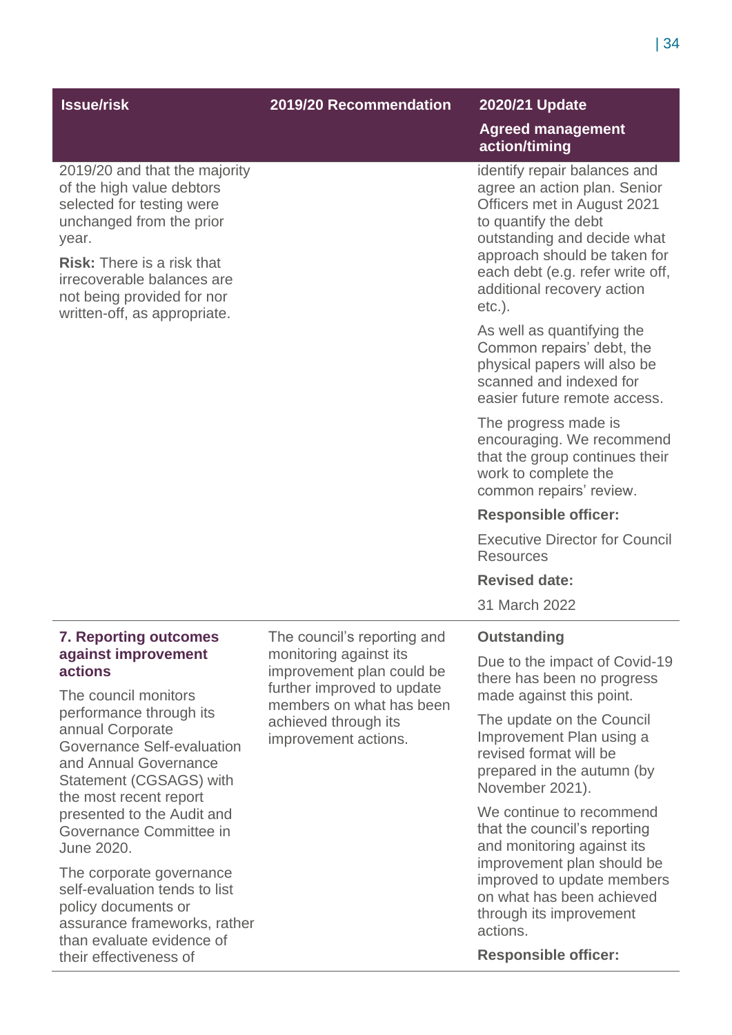| Issue/risk | 2019/20 Recommendation | 2020/21 Update<br>Agreed management action/timing |
|---|---|---|
| 2019/20 and that the majority of the high value debtors selected for testing were unchanged from the prior year.<br><br>**Risk:** There is a risk that irrecoverable balances are not being provided for nor written-off, as appropriate. | | identify repair balances and agree an action plan. Senior Officers met in August 2021 to quantify the debt outstanding and decide what approach should be taken for each debt (e.g. refer write off, additional recovery action etc.).<br><br>As well as quantifying the Common repairs' debt, the physical papers will also be scanned and indexed for easier future remote access.<br><br>The progress made is encouraging. We recommend that the group continues their work to complete the common repairs' review.<br><br>**Responsible officer:**<br><br>Executive Director for Council Resources<br><br>**Revised date:**<br><br>31 March 2022 |
| **7. Reporting outcomes against improvement actions**<br><br>The council monitors performance through its annual Corporate Governance Self-evaluation and Annual Governance Statement (CGSAGS) with the most recent report presented to the Audit and Governance Committee in June 2020.<br><br>The corporate governance self-evaluation tends to list policy documents or assurance frameworks, rather than evaluate evidence of their effectiveness of | The council's reporting and monitoring against its improvement plan could be further improved to update members on what has been achieved through its improvement actions. | **Outstanding**<br><br>Due to the impact of Covid-19 there has been no progress made against this point.<br><br>The update on the Council Improvement Plan using a revised format will be prepared in the autumn (by November 2021).<br><br>We continue to recommend that the council's reporting and monitoring against its improvement plan should be improved to update members on what has been achieved through its improvement actions.<br><br>**Responsible officer:** |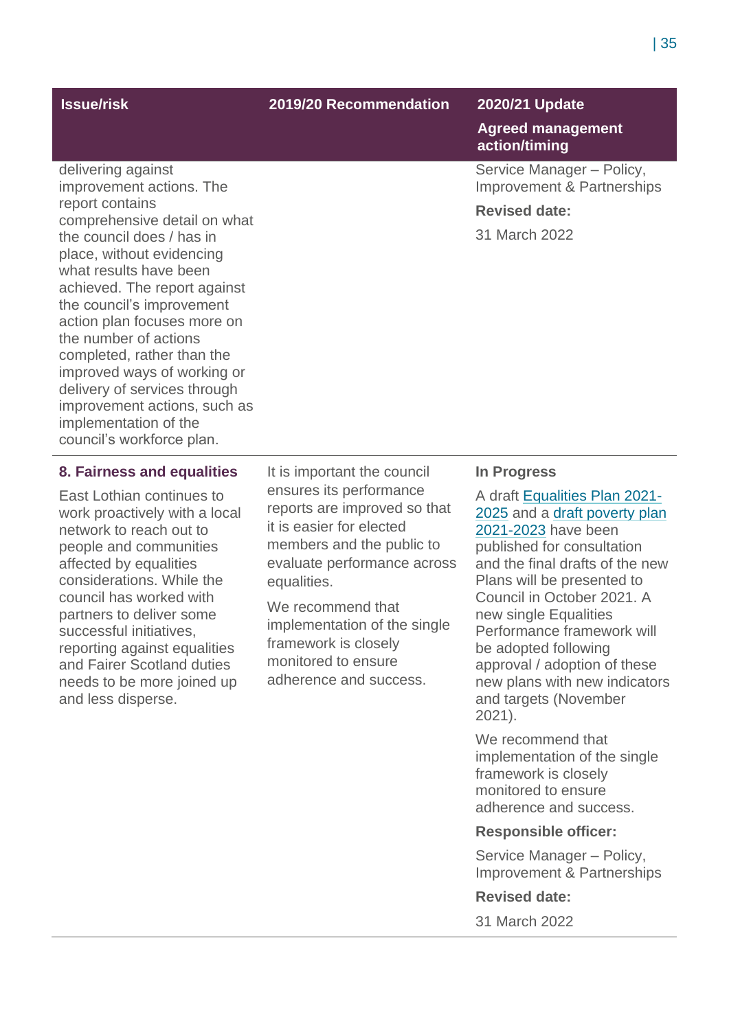| Issue/risk | 2019/20 Recommendation | 2020/21 Update<br>**Agreed management action/timing** |
| --- | --- | --- |
| delivering against improvement actions. The report contains comprehensive detail on what the council does / has in place, without evidencing what results have been achieved. The report against the council's improvement action plan focuses more on the number of actions completed, rather than the improved ways of working or delivery of services through improvement actions, such as implementation of the council's workforce plan. | | Service Manager – Policy, Improvement & Partnerships<br><br>**Revised date:**<br><br>31 March 2022 |
| **8. Fairness and equalities**<br><br>East Lothian continues to work proactively with a local network to reach out to people and communities affected by equalities considerations. While the council has worked with partners to deliver some successful initiatives, reporting against equalities and Fairer Scotland duties needs to be more joined up and less disperse. | It is important the council ensures its performance reports are improved so that it is easier for elected members and the public to evaluate performance across equalities.<br><br>We recommend that implementation of the single framework is closely monitored to ensure adherence and success. | **In Progress**<br><br>A draft Equalities Plan 2021-2025 and a draft poverty plan 2021-2023 have been published for consultation and the final drafts of the new Plans will be presented to Council in October 2021. A new single Equalities Performance framework will be adopted following approval / adoption of these new plans with new indicators and targets (November 2021).<br><br>We recommend that implementation of the single framework is closely monitored to ensure adherence and success.<br><br>**Responsible officer:**<br><br>Service Manager – Policy, Improvement & Partnerships<br><br>**Revised date:**<br><br>31 March 2022 |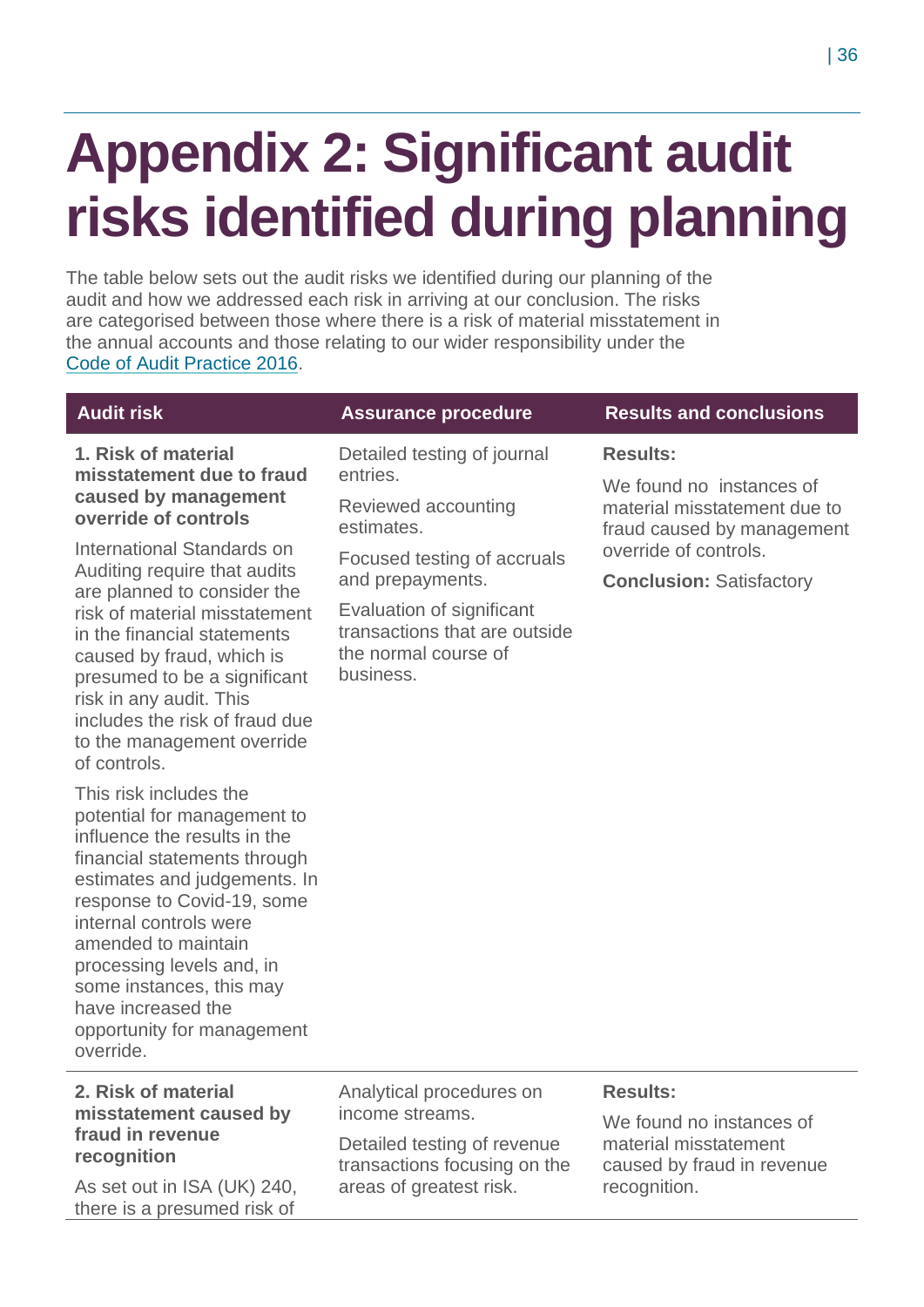# Appendix 2: Significant audit risks identified during planning

The table below sets out the audit risks we identified during our planning of the audit and how we addressed each risk in arriving at our conclusion. The risks are categorised between those where there is a risk of material misstatement in the annual accounts and those relating to our wider responsibility under the [Code of Audit Practice 2016](Code of Audit Practice 2016).

| Audit risk | Assurance procedure | Results and conclusions |
|---|---|---|
| **1. Risk of material misstatement due to fraud caused by management override of controls**<br><br>International Standards on Auditing require that audits are planned to consider the risk of material misstatement in the financial statements caused by fraud, which is presumed to be a significant risk in any audit. This includes the risk of fraud due to the management override of controls.<br><br>This risk includes the potential for management to influence the results in the financial statements through estimates and judgements. In response to Covid-19, some internal controls were amended to maintain processing levels and, in some instances, this may have increased the opportunity for management override. | Detailed testing of journal entries.<br><br>Reviewed accounting estimates.<br><br>Focused testing of accruals and prepayments.<br><br>Evaluation of significant transactions that are outside the normal course of business. | **Results:**<br><br>We found no instances of material misstatement due to fraud caused by management override of controls.<br><br>**Conclusion:** Satisfactory |
| **2. Risk of material misstatement caused by fraud in revenue recognition**<br><br>As set out in ISA (UK) 240, there is a presumed risk of | Analytical procedures on income streams.<br><br>Detailed testing of revenue transactions focusing on the areas of greatest risk. | **Results:**<br><br>We found no instances of material misstatement caused by fraud in revenue recognition. |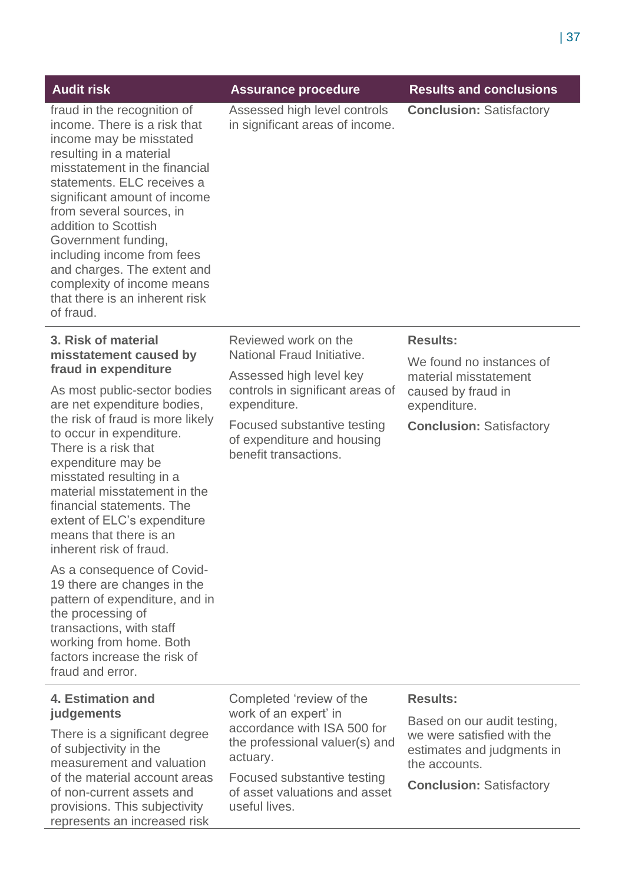| Audit risk | Assurance procedure | Results and conclusions |
| --- | --- | --- |
| fraud in the recognition of income. There is a risk that income may be misstated resulting in a material misstatement in the financial statements. ELC receives a significant amount of income from several sources, in addition to Scottish Government funding, including income from fees and charges. The extent and complexity of income means that there is an inherent risk of fraud. | Assessed high level controls in significant areas of income. | **Conclusion:** Satisfactory |
| **3. Risk of material misstatement caused by fraud in expenditure**<br><br>As most public-sector bodies are net expenditure bodies, the risk of fraud is more likely to occur in expenditure. There is a risk that expenditure may be misstated resulting in a material misstatement in the financial statements. The extent of ELC's expenditure means that there is an inherent risk of fraud.<br><br>As a consequence of Covid-19 there are changes in the pattern of expenditure, and in the processing of transactions, with staff working from home. Both factors increase the risk of fraud and error. | Reviewed work on the National Fraud Initiative.<br><br>Assessed high level key controls in significant areas of expenditure.<br><br>Focused substantive testing of expenditure and housing benefit transactions. | **Results:**<br><br>We found no instances of material misstatement caused by fraud in expenditure.<br><br>**Conclusion:** Satisfactory |
| **4. Estimation and judgements**<br><br>There is a significant degree of subjectivity in the measurement and valuation of the material account areas of non-current assets and provisions. This subjectivity represents an increased risk | Completed 'review of the work of an expert' in accordance with ISA 500 for the professional valuer(s) and actuary.<br><br>Focused substantive testing of asset valuations and asset useful lives. | **Results:**<br><br>Based on our audit testing, we were satisfied with the estimates and judgments in the accounts.<br><br>**Conclusion:** Satisfactory |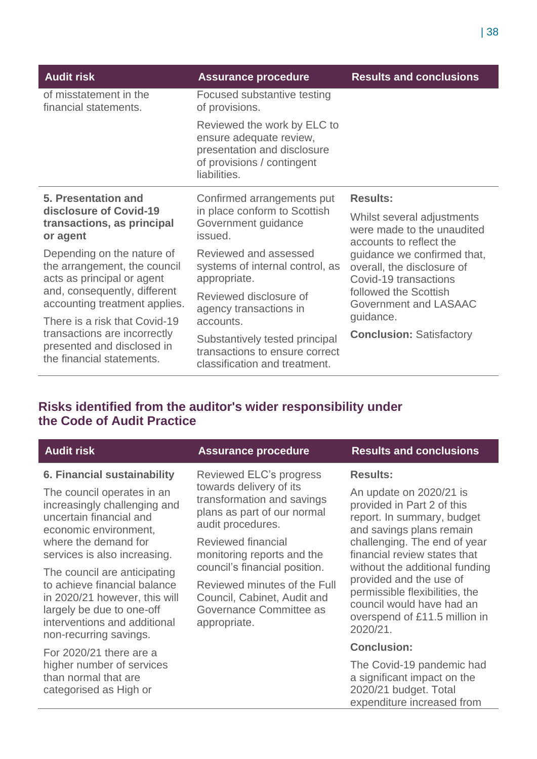| Audit risk | Assurance procedure | Results and conclusions |
|---|---|---|
| of misstatement in the financial statements. | Focused substantive testing of provisions.<br><br>Reviewed the work by ELC to ensure adequate review, presentation and disclosure of provisions / contingent liabilities. | |
| **5. Presentation and disclosure of Covid-19 transactions, as principal or agent**<br><br>Depending on the nature of the arrangement, the council acts as principal or agent and, consequently, different accounting treatment applies.<br><br>There is a risk that Covid-19 transactions are incorrectly presented and disclosed in the financial statements. | Confirmed arrangements put in place conform to Scottish Government guidance issued.<br><br>Reviewed and assessed systems of internal control, as appropriate.<br><br>Reviewed disclosure of agency transactions in accounts.<br><br>Substantively tested principal transactions to ensure correct classification and treatment. | **Results:**<br><br>Whilst several adjustments were made to the unaudited accounts to reflect the guidance we confirmed that, overall, the disclosure of Covid-19 transactions followed the Scottish Government and LASAAC guidance.<br><br>**Conclusion:** Satisfactory |

## Risks identified from the auditor's wider responsibility under the Code of Audit Practice

| Audit risk | Assurance procedure | Results and conclusions |
|---|---|---|
| **6. Financial sustainability**<br><br>The council operates in an increasingly challenging and uncertain financial and economic environment, where the demand for services is also increasing.<br><br>The council are anticipating to achieve financial balance in 2020/21 however, this will largely be due to one-off interventions and additional non-recurring savings.<br><br>For 2020/21 there are a higher number of services than normal that are categorised as High or | Reviewed ELC's progress towards delivery of its transformation and savings plans as part of our normal audit procedures.<br><br>Reviewed financial monitoring reports and the council's financial position.<br><br>Reviewed minutes of the Full Council, Cabinet, Audit and Governance Committee as appropriate. | **Results:**<br><br>An update on 2020/21 is provided in Part 2 of this report. In summary, budget and savings plans remain challenging. The end of year financial review states that without the additional funding provided and the use of permissible flexibilities, the council would have had an overspend of £11.5 million in 2020/21.<br><br>**Conclusion:**<br><br>The Covid-19 pandemic had a significant impact on the 2020/21 budget. Total expenditure increased from |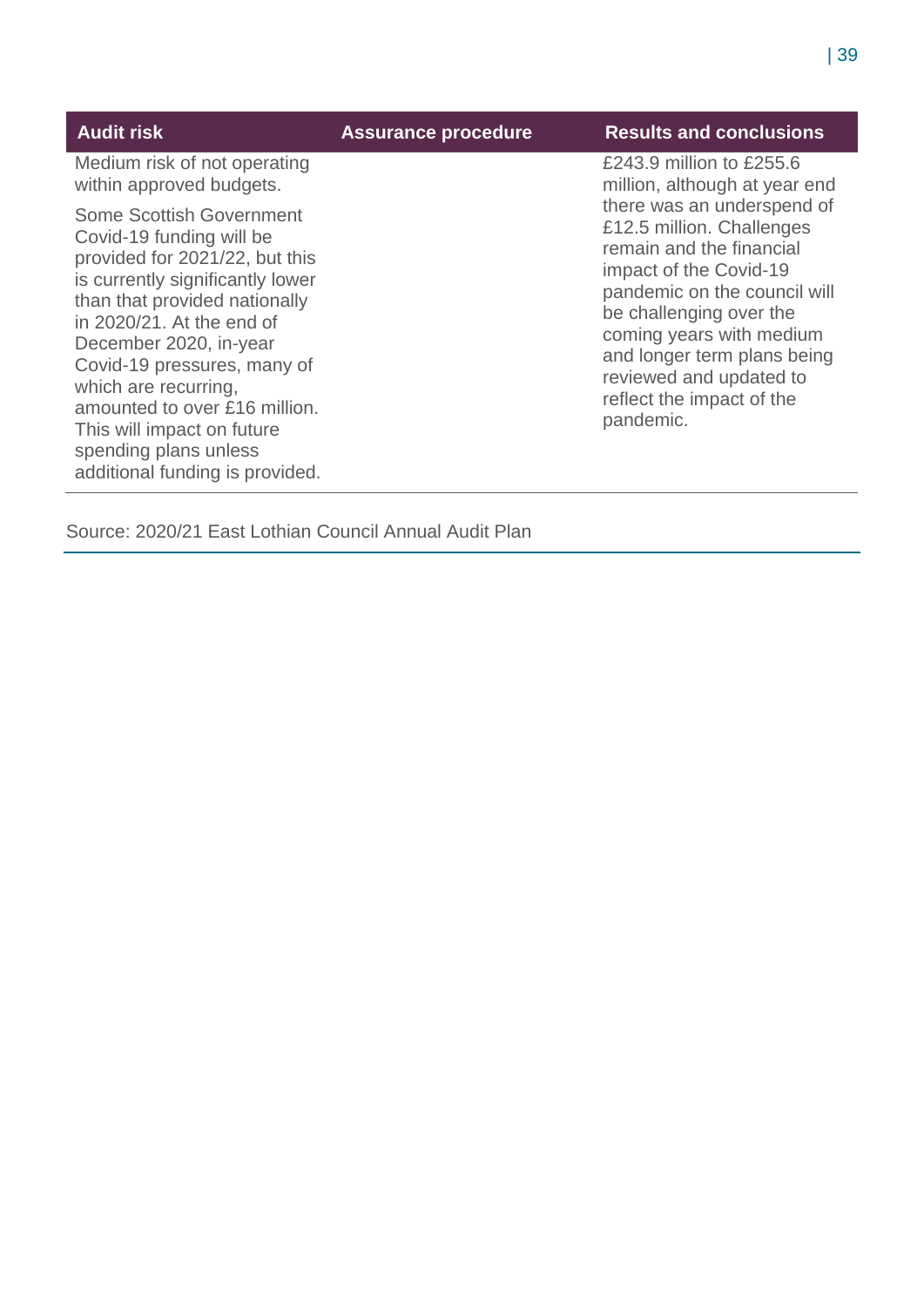| Audit risk | Assurance procedure | Results and conclusions |
| --- | --- | --- |
| Medium risk of not operating within approved budgets.<br><br>Some Scottish Government Covid-19 funding will be provided for 2021/22, but this is currently significantly lower than that provided nationally in 2020/21. At the end of December 2020, in-year Covid-19 pressures, many of which are recurring, amounted to over £16 million. This will impact on future spending plans unless additional funding is provided. | | £243.9 million to £255.6 million, although at year end there was an underspend of £12.5 million. Challenges remain and the financial impact of the Covid-19 pandemic on the council will be challenging over the coming years with medium and longer term plans being reviewed and updated to reflect the impact of the pandemic. |

Source: 2020/21 East Lothian Council Annual Audit Plan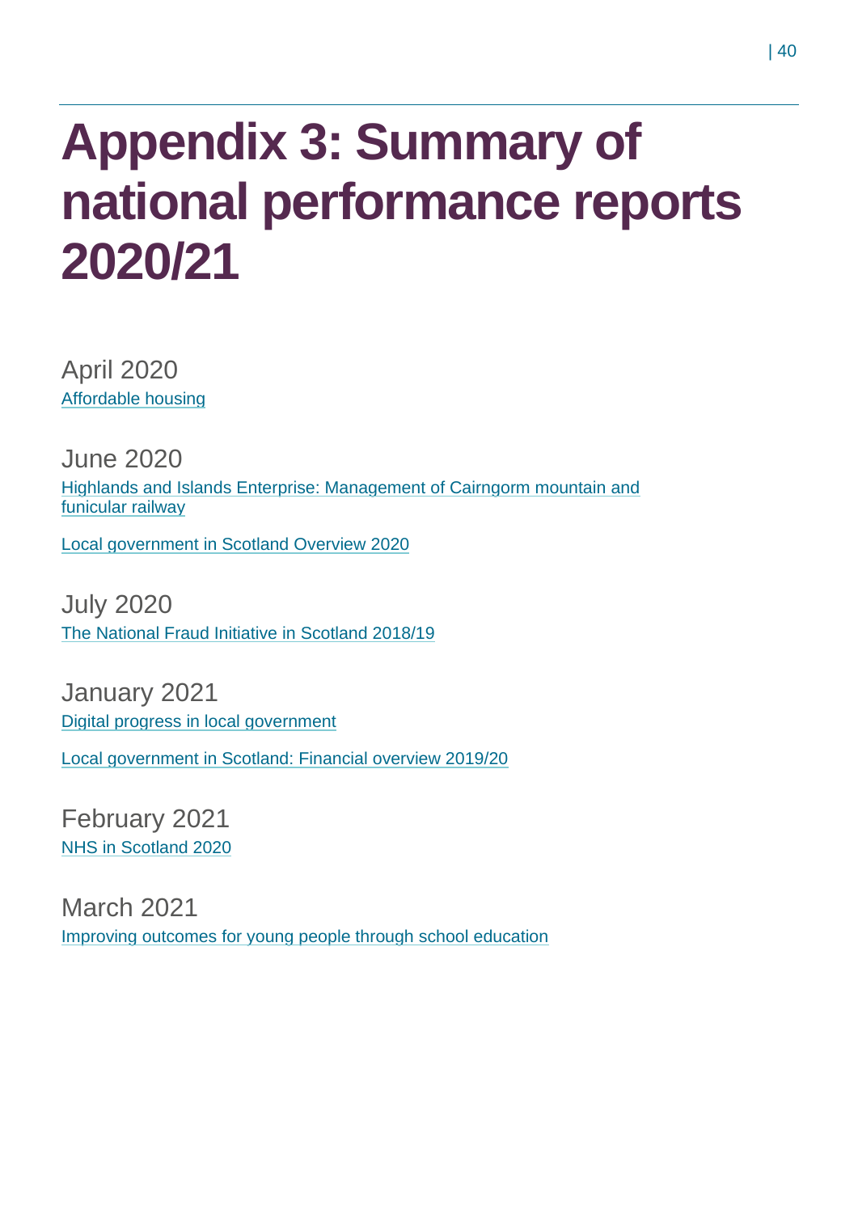# Appendix 3: Summary of national performance reports 2020/21

April 2020

Affordable housing

June 2020

Highlands and Islands Enterprise: Management of Cairngorm mountain and funicular railway

Local government in Scotland Overview 2020

July 2020

The National Fraud Initiative in Scotland 2018/19

January 2021

Digital progress in local government

Local government in Scotland: Financial overview 2019/20

February 2021

NHS in Scotland 2020

March 2021

Improving outcomes for young people through school education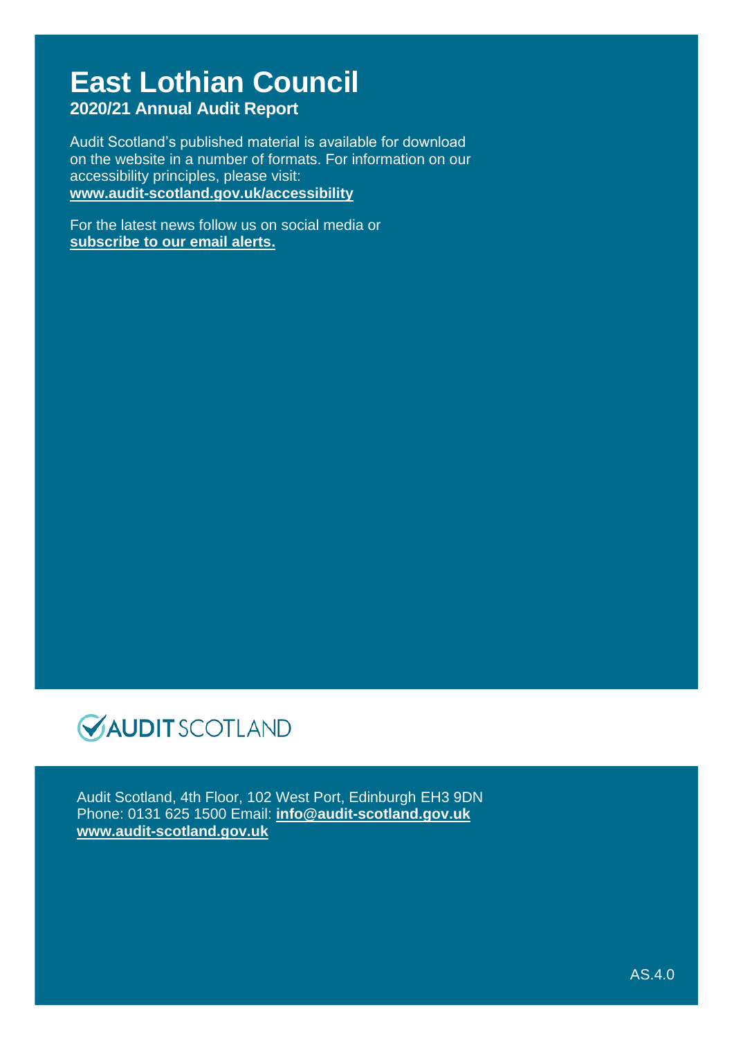# East Lothian Council

**2020/21 Annual Audit Report**

Audit Scotland's published material is available for download on the website in a number of formats. For information on our accessibility principles, please visit:
**www.audit-scotland.gov.uk/accessibility**

For the latest news follow us on social media or
**subscribe to our email alerts.**

AUDIT SCOTLAND

Audit Scotland, 4th Floor, 102 West Port, Edinburgh EH3 9DN
Phone: 0131 625 1500 Email: **info@audit-scotland.gov.uk**
**www.audit-scotland.gov.uk**

AS.4.0